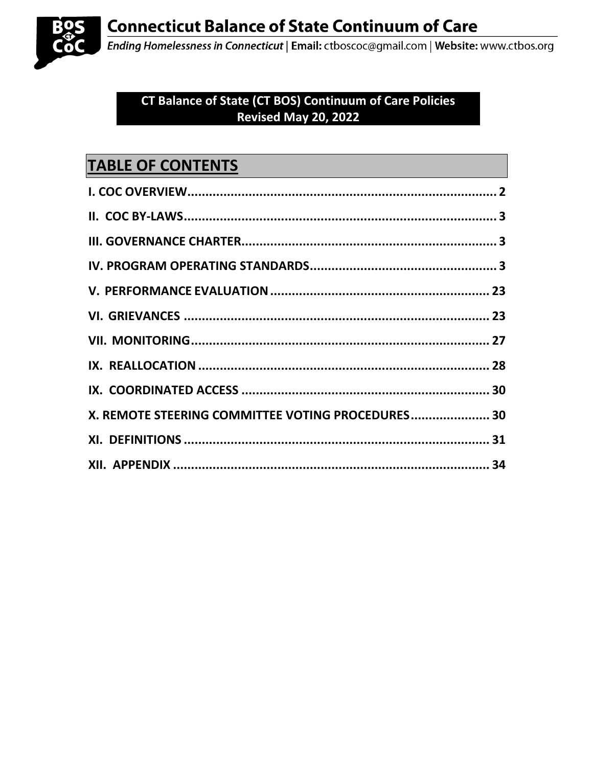# Connecticut Balance of State Continuum of Care

*Ending Homelessness in Connecticut* | **Email:** ctboscoc@gmail.com | **Website:** www.ctbos.org

**CT Balance of State (CT BOS) Continuum of Care Policies**
**Revised May 20, 2022**

## TABLE OF CONTENTS

| | |
|---|---|
| **I. COC OVERVIEW** | **2** |
| **II. COC BY-LAWS** | **3** |
| **III. GOVERNANCE CHARTER** | **3** |
| **IV. PROGRAM OPERATING STANDARDS** | **3** |
| **V. PERFORMANCE EVALUATION** | **23** |
| **VI. GRIEVANCES** | **23** |
| **VII. MONITORING** | **27** |
| **IX. REALLOCATION** | **28** |
| **IX. COORDINATED ACCESS** | **30** |
| **X. REMOTE STEERING COMMITTEE VOTING PROCEDURES** | **30** |
| **XI. DEFINITIONS** | **31** |
| **XII. APPENDIX** | **34** |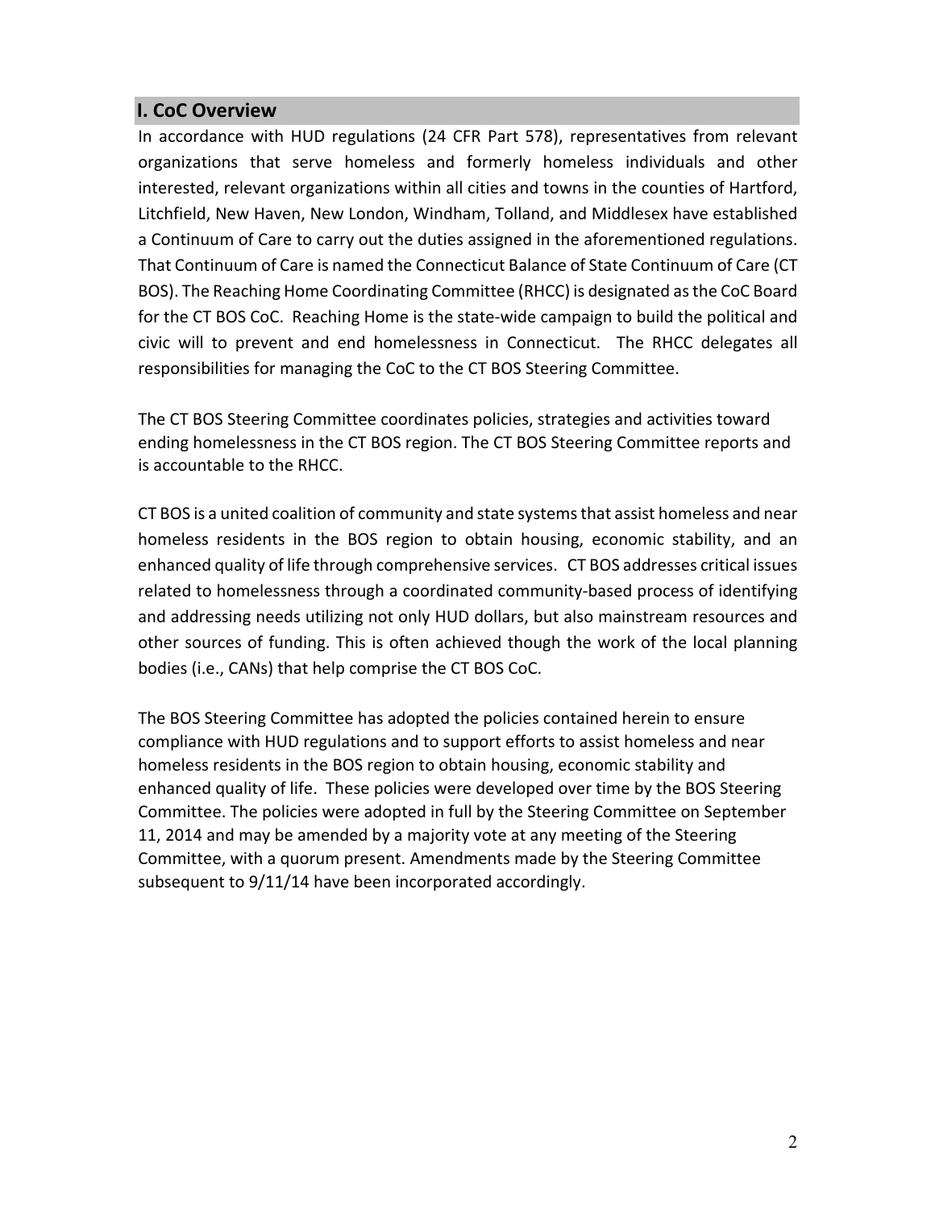## I. CoC Overview

In accordance with HUD regulations (24 CFR Part 578), representatives from relevant organizations that serve homeless and formerly homeless individuals and other interested, relevant organizations within all cities and towns in the counties of Hartford, Litchfield, New Haven, New London, Windham, Tolland, and Middlesex have established a Continuum of Care to carry out the duties assigned in the aforementioned regulations. That Continuum of Care is named the Connecticut Balance of State Continuum of Care (CT BOS). The Reaching Home Coordinating Committee (RHCC) is designated as the CoC Board for the CT BOS CoC. Reaching Home is the state-wide campaign to build the political and civic will to prevent and end homelessness in Connecticut. The RHCC delegates all responsibilities for managing the CoC to the CT BOS Steering Committee.

The CT BOS Steering Committee coordinates policies, strategies and activities toward ending homelessness in the CT BOS region. The CT BOS Steering Committee reports and is accountable to the RHCC.

CT BOS is a united coalition of community and state systems that assist homeless and near homeless residents in the BOS region to obtain housing, economic stability, and an enhanced quality of life through comprehensive services. CT BOS addresses critical issues related to homelessness through a coordinated community-based process of identifying and addressing needs utilizing not only HUD dollars, but also mainstream resources and other sources of funding. This is often achieved though the work of the local planning bodies (i.e., CANs) that help comprise the CT BOS CoC.

The BOS Steering Committee has adopted the policies contained herein to ensure compliance with HUD regulations and to support efforts to assist homeless and near homeless residents in the BOS region to obtain housing, economic stability and enhanced quality of life. These policies were developed over time by the BOS Steering Committee. The policies were adopted in full by the Steering Committee on September 11, 2014 and may be amended by a majority vote at any meeting of the Steering Committee, with a quorum present. Amendments made by the Steering Committee subsequent to 9/11/14 have been incorporated accordingly.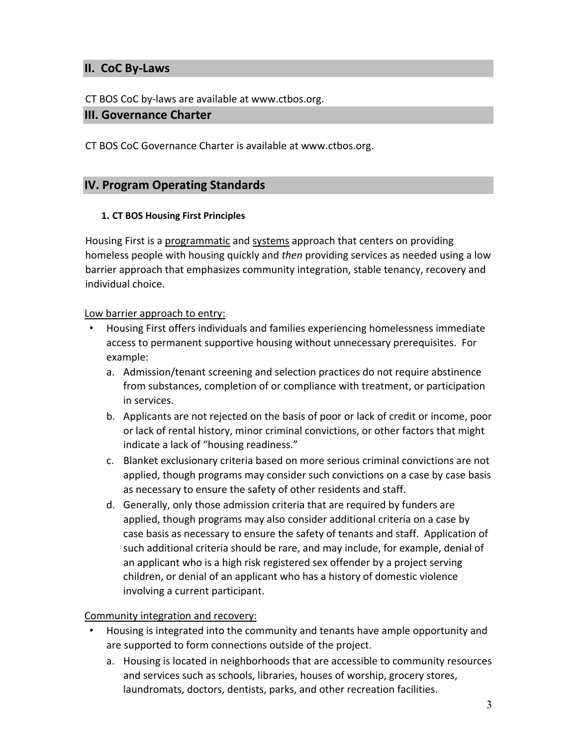## II. CoC By-Laws

CT BOS CoC by-laws are available at www.ctbos.org.

## III. Governance Charter

CT BOS CoC Governance Charter is available at www.ctbos.org.

## IV. Program Operating Standards

### 1. CT BOS Housing First Principles

Housing First is a programmatic and systems approach that centers on providing homeless people with housing quickly and *then* providing services as needed using a low barrier approach that emphasizes community integration, stable tenancy, recovery and individual choice.

Low barrier approach to entry:

- Housing First offers individuals and families experiencing homelessness immediate access to permanent supportive housing without unnecessary prerequisites. For example:
  a. Admission/tenant screening and selection practices do not require abstinence from substances, completion of or compliance with treatment, or participation in services.
  b. Applicants are not rejected on the basis of poor or lack of credit or income, poor or lack of rental history, minor criminal convictions, or other factors that might indicate a lack of "housing readiness."
  c. Blanket exclusionary criteria based on more serious criminal convictions are not applied, though programs may consider such convictions on a case by case basis as necessary to ensure the safety of other residents and staff.
  d. Generally, only those admission criteria that are required by funders are applied, though programs may also consider additional criteria on a case by case basis as necessary to ensure the safety of tenants and staff. Application of such additional criteria should be rare, and may include, for example, denial of an applicant who is a high risk registered sex offender by a project serving children, or denial of an applicant who has a history of domestic violence involving a current participant.

Community integration and recovery:

- Housing is integrated into the community and tenants have ample opportunity and are supported to form connections outside of the project.
  a. Housing is located in neighborhoods that are accessible to community resources and services such as schools, libraries, houses of worship, grocery stores, laundromats, doctors, dentists, parks, and other recreation facilities.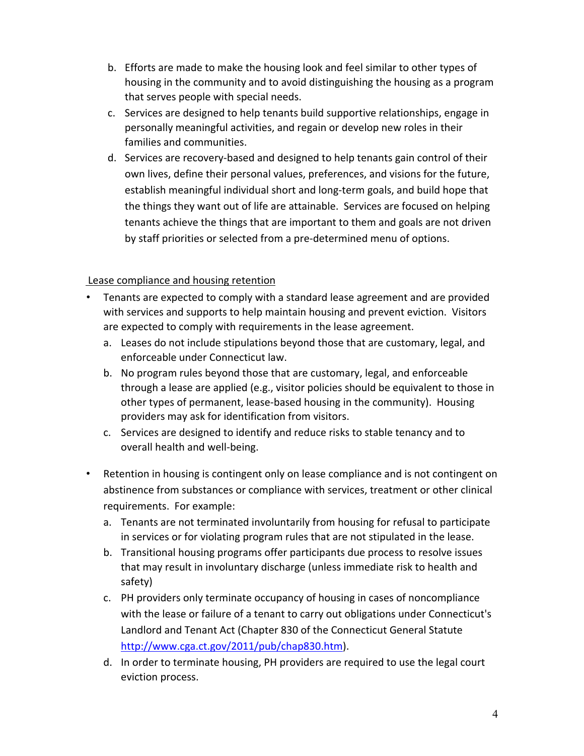b. Efforts are made to make the housing look and feel similar to other types of housing in the community and to avoid distinguishing the housing as a program that serves people with special needs.

c. Services are designed to help tenants build supportive relationships, engage in personally meaningful activities, and regain or develop new roles in their families and communities.

d. Services are recovery-based and designed to help tenants gain control of their own lives, define their personal values, preferences, and visions for the future, establish meaningful individual short and long-term goals, and build hope that the things they want out of life are attainable. Services are focused on helping tenants achieve the things that are important to them and goals are not driven by staff priorities or selected from a pre-determined menu of options.

Lease compliance and housing retention

- Tenants are expected to comply with a standard lease agreement and are provided with services and supports to help maintain housing and prevent eviction. Visitors are expected to comply with requirements in the lease agreement.
  a. Leases do not include stipulations beyond those that are customary, legal, and enforceable under Connecticut law.
  b. No program rules beyond those that are customary, legal, and enforceable through a lease are applied (e.g., visitor policies should be equivalent to those in other types of permanent, lease-based housing in the community). Housing providers may ask for identification from visitors.
  c. Services are designed to identify and reduce risks to stable tenancy and to overall health and well-being.

- Retention in housing is contingent only on lease compliance and is not contingent on abstinence from substances or compliance with services, treatment or other clinical requirements. For example:
  a. Tenants are not terminated involuntarily from housing for refusal to participate in services or for violating program rules that are not stipulated in the lease.
  b. Transitional housing programs offer participants due process to resolve issues that may result in involuntary discharge (unless immediate risk to health and safety)
  c. PH providers only terminate occupancy of housing in cases of noncompliance with the lease or failure of a tenant to carry out obligations under Connecticut's Landlord and Tenant Act (Chapter 830 of the Connecticut General Statute http://www.cga.ct.gov/2011/pub/chap830.htm).
  d. In order to terminate housing, PH providers are required to use the legal court eviction process.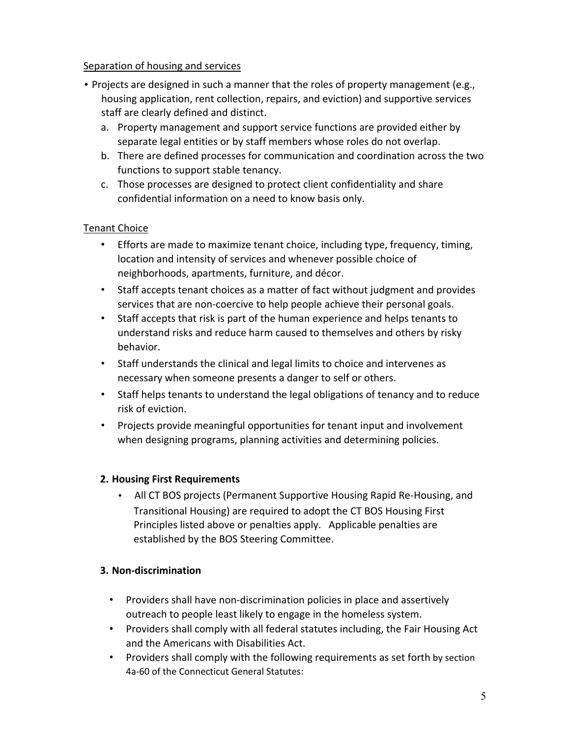<u>Separation of housing and services</u>

- Projects are designed in such a manner that the roles of property management (e.g., housing application, rent collection, repairs, and eviction) and supportive services staff are clearly defined and distinct.
  a. Property management and support service functions are provided either by separate legal entities or by staff members whose roles do not overlap.
  b. There are defined processes for communication and coordination across the two functions to support stable tenancy.
  c. Those processes are designed to protect client confidentiality and share confidential information on a need to know basis only.

<u>Tenant Choice</u>

- Efforts are made to maximize tenant choice, including type, frequency, timing, location and intensity of services and whenever possible choice of neighborhoods, apartments, furniture, and décor.
- Staff accepts tenant choices as a matter of fact without judgment and provides services that are non-coercive to help people achieve their personal goals.
- Staff accepts that risk is part of the human experience and helps tenants to understand risks and reduce harm caused to themselves and others by risky behavior.
- Staff understands the clinical and legal limits to choice and intervenes as necessary when someone presents a danger to self or others.
- Staff helps tenants to understand the legal obligations of tenancy and to reduce risk of eviction.
- Projects provide meaningful opportunities for tenant input and involvement when designing programs, planning activities and determining policies.

### 2. Housing First Requirements

- All CT BOS projects (Permanent Supportive Housing Rapid Re-Housing, and Transitional Housing) are required to adopt the CT BOS Housing First Principles listed above or penalties apply. Applicable penalties are established by the BOS Steering Committee.

### 3. Non-discrimination

- Providers shall have non-discrimination policies in place and assertively outreach to people least likely to engage in the homeless system.
- Providers shall comply with all federal statutes including, the Fair Housing Act and the Americans with Disabilities Act.
- Providers shall comply with the following requirements as set forth by section 4a-60 of the Connecticut General Statutes: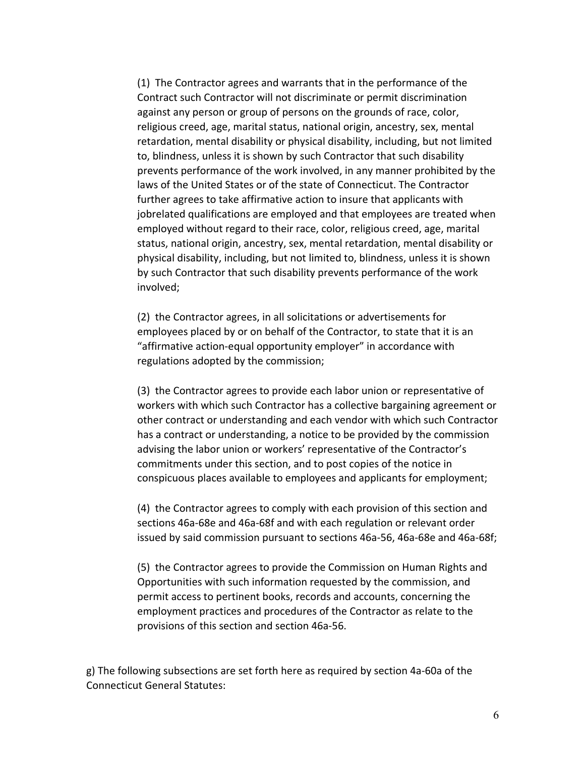(1) The Contractor agrees and warrants that in the performance of the Contract such Contractor will not discriminate or permit discrimination against any person or group of persons on the grounds of race, color, religious creed, age, marital status, national origin, ancestry, sex, mental retardation, mental disability or physical disability, including, but not limited to, blindness, unless it is shown by such Contractor that such disability prevents performance of the work involved, in any manner prohibited by the laws of the United States or of the state of Connecticut. The Contractor further agrees to take affirmative action to insure that applicants with jobrelated qualifications are employed and that employees are treated when employed without regard to their race, color, religious creed, age, marital status, national origin, ancestry, sex, mental retardation, mental disability or physical disability, including, but not limited to, blindness, unless it is shown by such Contractor that such disability prevents performance of the work involved;

(2) the Contractor agrees, in all solicitations or advertisements for employees placed by or on behalf of the Contractor, to state that it is an "affirmative action-equal opportunity employer" in accordance with regulations adopted by the commission;

(3) the Contractor agrees to provide each labor union or representative of workers with which such Contractor has a collective bargaining agreement or other contract or understanding and each vendor with which such Contractor has a contract or understanding, a notice to be provided by the commission advising the labor union or workers' representative of the Contractor's commitments under this section, and to post copies of the notice in conspicuous places available to employees and applicants for employment;

(4) the Contractor agrees to comply with each provision of this section and sections 46a-68e and 46a-68f and with each regulation or relevant order issued by said commission pursuant to sections 46a-56, 46a-68e and 46a-68f;

(5) the Contractor agrees to provide the Commission on Human Rights and Opportunities with such information requested by the commission, and permit access to pertinent books, records and accounts, concerning the employment practices and procedures of the Contractor as relate to the provisions of this section and section 46a-56.

g) The following subsections are set forth here as required by section 4a-60a of the Connecticut General Statutes: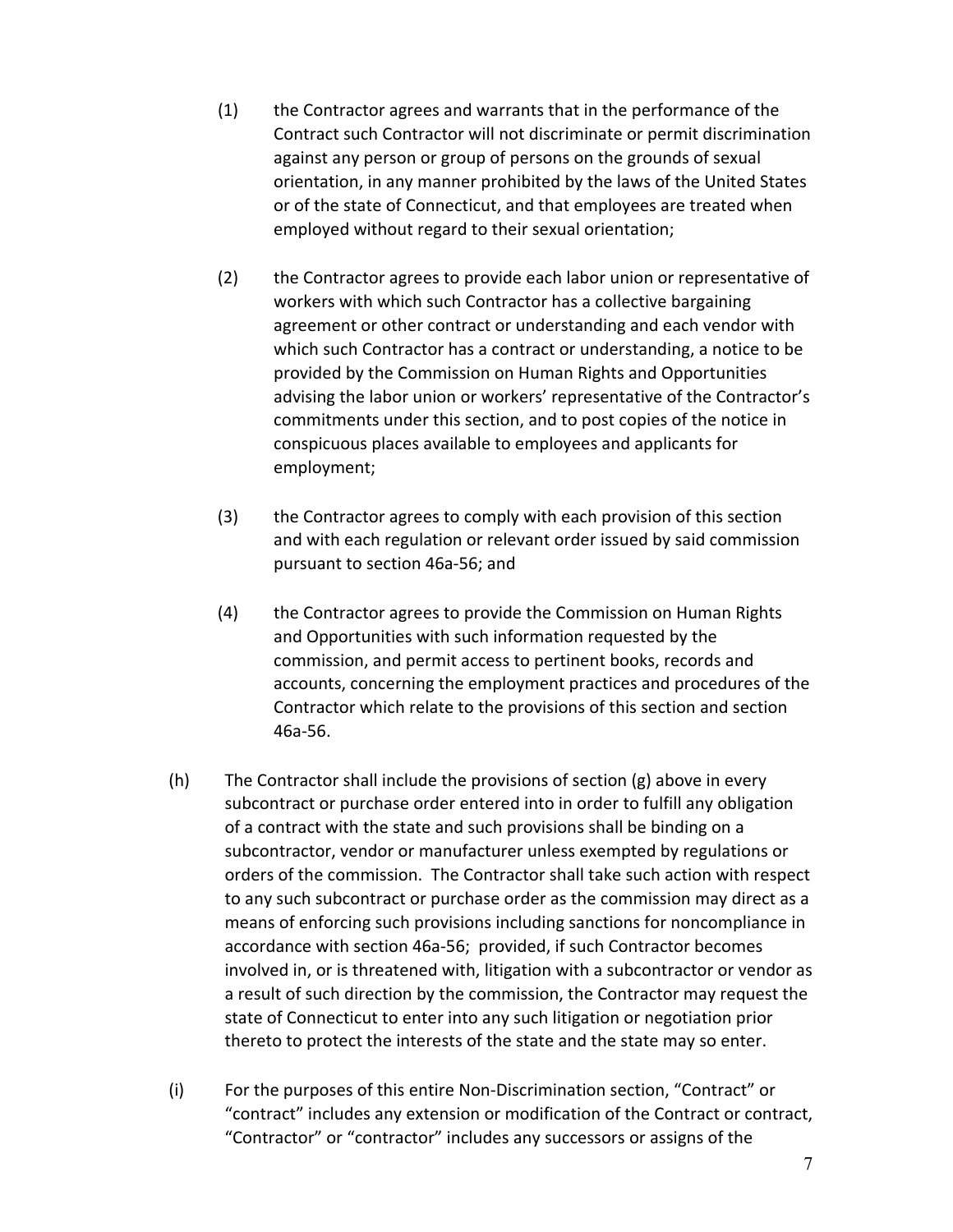(1) the Contractor agrees and warrants that in the performance of the Contract such Contractor will not discriminate or permit discrimination against any person or group of persons on the grounds of sexual orientation, in any manner prohibited by the laws of the United States or of the state of Connecticut, and that employees are treated when employed without regard to their sexual orientation;

(2) the Contractor agrees to provide each labor union or representative of workers with which such Contractor has a collective bargaining agreement or other contract or understanding and each vendor with which such Contractor has a contract or understanding, a notice to be provided by the Commission on Human Rights and Opportunities advising the labor union or workers' representative of the Contractor's commitments under this section, and to post copies of the notice in conspicuous places available to employees and applicants for employment;

(3) the Contractor agrees to comply with each provision of this section and with each regulation or relevant order issued by said commission pursuant to section 46a-56; and

(4) the Contractor agrees to provide the Commission on Human Rights and Opportunities with such information requested by the commission, and permit access to pertinent books, records and accounts, concerning the employment practices and procedures of the Contractor which relate to the provisions of this section and section 46a-56.

(h) The Contractor shall include the provisions of section (g) above in every subcontract or purchase order entered into in order to fulfill any obligation of a contract with the state and such provisions shall be binding on a subcontractor, vendor or manufacturer unless exempted by regulations or orders of the commission. The Contractor shall take such action with respect to any such subcontract or purchase order as the commission may direct as a means of enforcing such provisions including sanctions for noncompliance in accordance with section 46a-56; provided, if such Contractor becomes involved in, or is threatened with, litigation with a subcontractor or vendor as a result of such direction by the commission, the Contractor may request the state of Connecticut to enter into any such litigation or negotiation prior thereto to protect the interests of the state and the state may so enter.

(i) For the purposes of this entire Non-Discrimination section, "Contract" or "contract" includes any extension or modification of the Contract or contract, "Contractor" or "contractor" includes any successors or assigns of the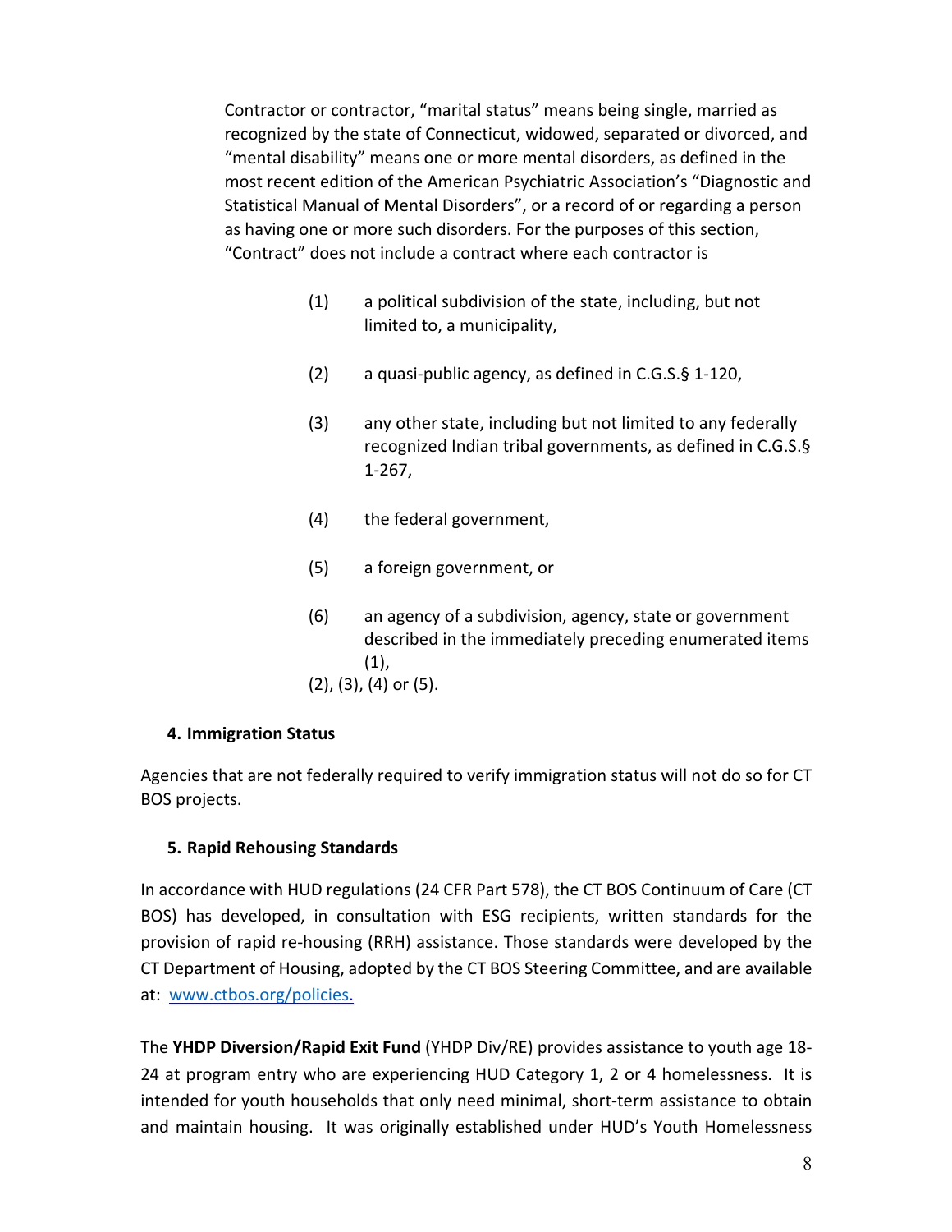Contractor or contractor, "marital status" means being single, married as recognized by the state of Connecticut, widowed, separated or divorced, and "mental disability" means one or more mental disorders, as defined in the most recent edition of the American Psychiatric Association's "Diagnostic and Statistical Manual of Mental Disorders", or a record of or regarding a person as having one or more such disorders. For the purposes of this section, "Contract" does not include a contract where each contractor is

(1) a political subdivision of the state, including, but not limited to, a municipality,

(2) a quasi-public agency, as defined in C.G.S.§ 1-120,

(3) any other state, including but not limited to any federally recognized Indian tribal governments, as defined in C.G.S.§ 1-267,

(4) the federal government,

(5) a foreign government, or

(6) an agency of a subdivision, agency, state or government described in the immediately preceding enumerated items (1), (2), (3), (4) or (5).

**4. Immigration Status**

Agencies that are not federally required to verify immigration status will not do so for CT BOS projects.

**5. Rapid Rehousing Standards**

In accordance with HUD regulations (24 CFR Part 578), the CT BOS Continuum of Care (CT BOS) has developed, in consultation with ESG recipients, written standards for the provision of rapid re-housing (RRH) assistance. Those standards were developed by the CT Department of Housing, adopted by the CT BOS Steering Committee, and are available at: [www.ctbos.org/policies.](http://www.ctbos.org/policies)

The **YHDP Diversion/Rapid Exit Fund** (YHDP Div/RE) provides assistance to youth age 18-24 at program entry who are experiencing HUD Category 1, 2 or 4 homelessness. It is intended for youth households that only need minimal, short-term assistance to obtain and maintain housing. It was originally established under HUD's Youth Homelessness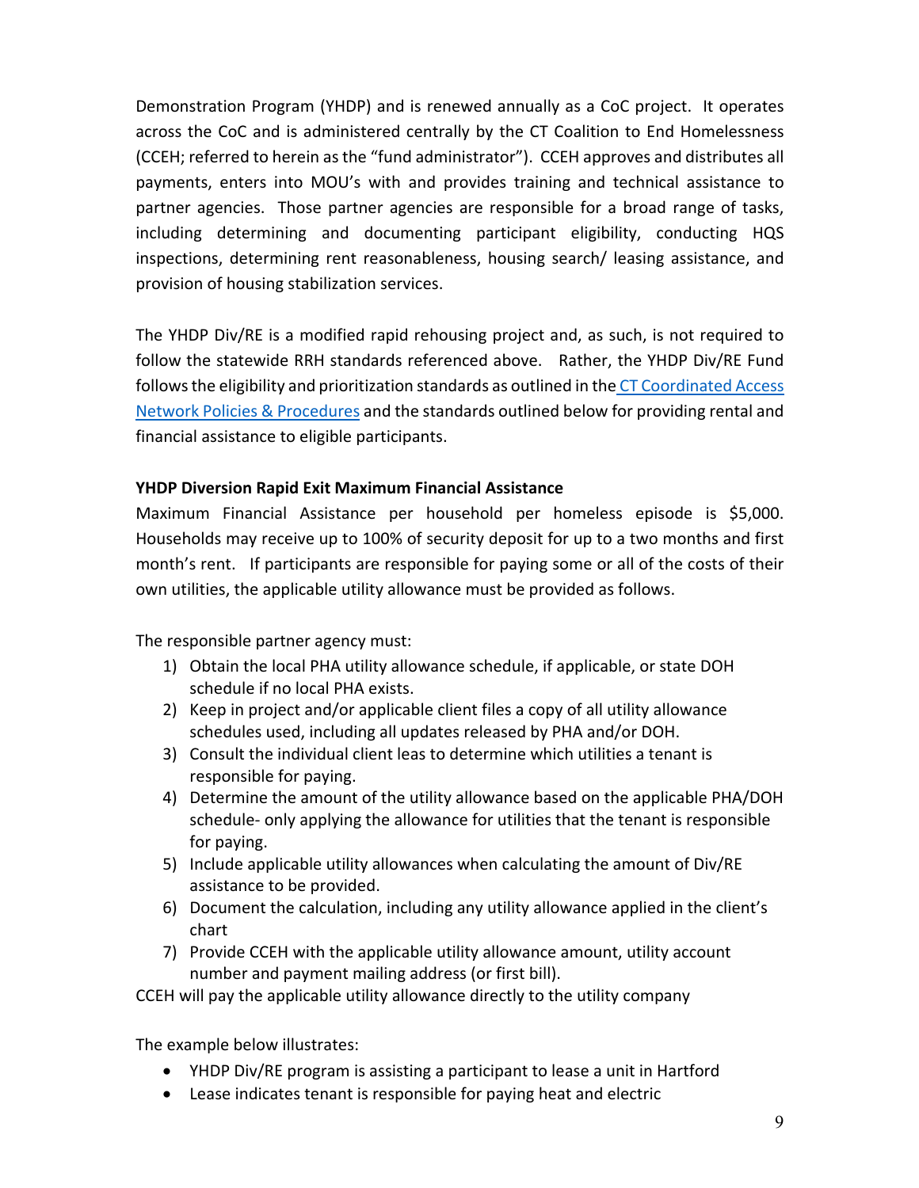Demonstration Program (YHDP) and is renewed annually as a CoC project. It operates across the CoC and is administered centrally by the CT Coalition to End Homelessness (CCEH; referred to herein as the "fund administrator"). CCEH approves and distributes all payments, enters into MOU's with and provides training and technical assistance to partner agencies. Those partner agencies are responsible for a broad range of tasks, including determining and documenting participant eligibility, conducting HQS inspections, determining rent reasonableness, housing search/ leasing assistance, and provision of housing stabilization services.

The YHDP Div/RE is a modified rapid rehousing project and, as such, is not required to follow the statewide RRH standards referenced above. Rather, the YHDP Div/RE Fund follows the eligibility and prioritization standards as outlined in the CT Coordinated Access Network Policies & Procedures and the standards outlined below for providing rental and financial assistance to eligible participants.

**YHDP Diversion Rapid Exit Maximum Financial Assistance**

Maximum Financial Assistance per household per homeless episode is $5,000. Households may receive up to 100% of security deposit for up to a two months and first month's rent. If participants are responsible for paying some or all of the costs of their own utilities, the applicable utility allowance must be provided as follows.

The responsible partner agency must:

1) Obtain the local PHA utility allowance schedule, if applicable, or state DOH schedule if no local PHA exists.
2) Keep in project and/or applicable client files a copy of all utility allowance schedules used, including all updates released by PHA and/or DOH.
3) Consult the individual client leas to determine which utilities a tenant is responsible for paying.
4) Determine the amount of the utility allowance based on the applicable PHA/DOH schedule- only applying the allowance for utilities that the tenant is responsible for paying.
5) Include applicable utility allowances when calculating the amount of Div/RE assistance to be provided.
6) Document the calculation, including any utility allowance applied in the client's chart
7) Provide CCEH with the applicable utility allowance amount, utility account number and payment mailing address (or first bill).

CCEH will pay the applicable utility allowance directly to the utility company

The example below illustrates:

- YHDP Div/RE program is assisting a participant to lease a unit in Hartford
- Lease indicates tenant is responsible for paying heat and electric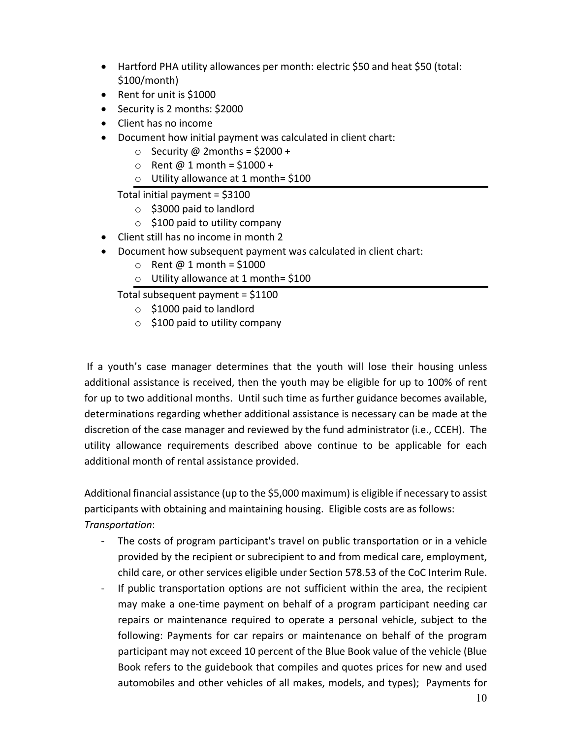- Hartford PHA utility allowances per month: electric $50 and heat $50 (total: $100/month)
- Rent for unit is $1000
- Security is 2 months: $2000
- Client has no income
- Document how initial payment was calculated in client chart:
  - Security @ 2months = $2000 +
  - Rent @ 1 month = $1000 +
  - Utility allowance at 1 month= $100

  Total initial payment = $3100
  - $3000 paid to landlord
  - $100 paid to utility company
- Client still has no income in month 2
- Document how subsequent payment was calculated in client chart:
  - Rent @ 1 month = $1000
  - Utility allowance at 1 month= $100

  Total subsequent payment = $1100
  - $1000 paid to landlord
  - $100 paid to utility company

If a youth's case manager determines that the youth will lose their housing unless additional assistance is received, then the youth may be eligible for up to 100% of rent for up to two additional months. Until such time as further guidance becomes available, determinations regarding whether additional assistance is necessary can be made at the discretion of the case manager and reviewed by the fund administrator (i.e., CCEH). The utility allowance requirements described above continue to be applicable for each additional month of rental assistance provided.

Additional financial assistance (up to the $5,000 maximum) is eligible if necessary to assist participants with obtaining and maintaining housing. Eligible costs are as follows:

*Transportation*:

- The costs of program participant's travel on public transportation or in a vehicle provided by the recipient or subrecipient to and from medical care, employment, child care, or other services eligible under Section 578.53 of the CoC Interim Rule.
- If public transportation options are not sufficient within the area, the recipient may make a one-time payment on behalf of a program participant needing car repairs or maintenance required to operate a personal vehicle, subject to the following: Payments for car repairs or maintenance on behalf of the program participant may not exceed 10 percent of the Blue Book value of the vehicle (Blue Book refers to the guidebook that compiles and quotes prices for new and used automobiles and other vehicles of all makes, models, and types); Payments for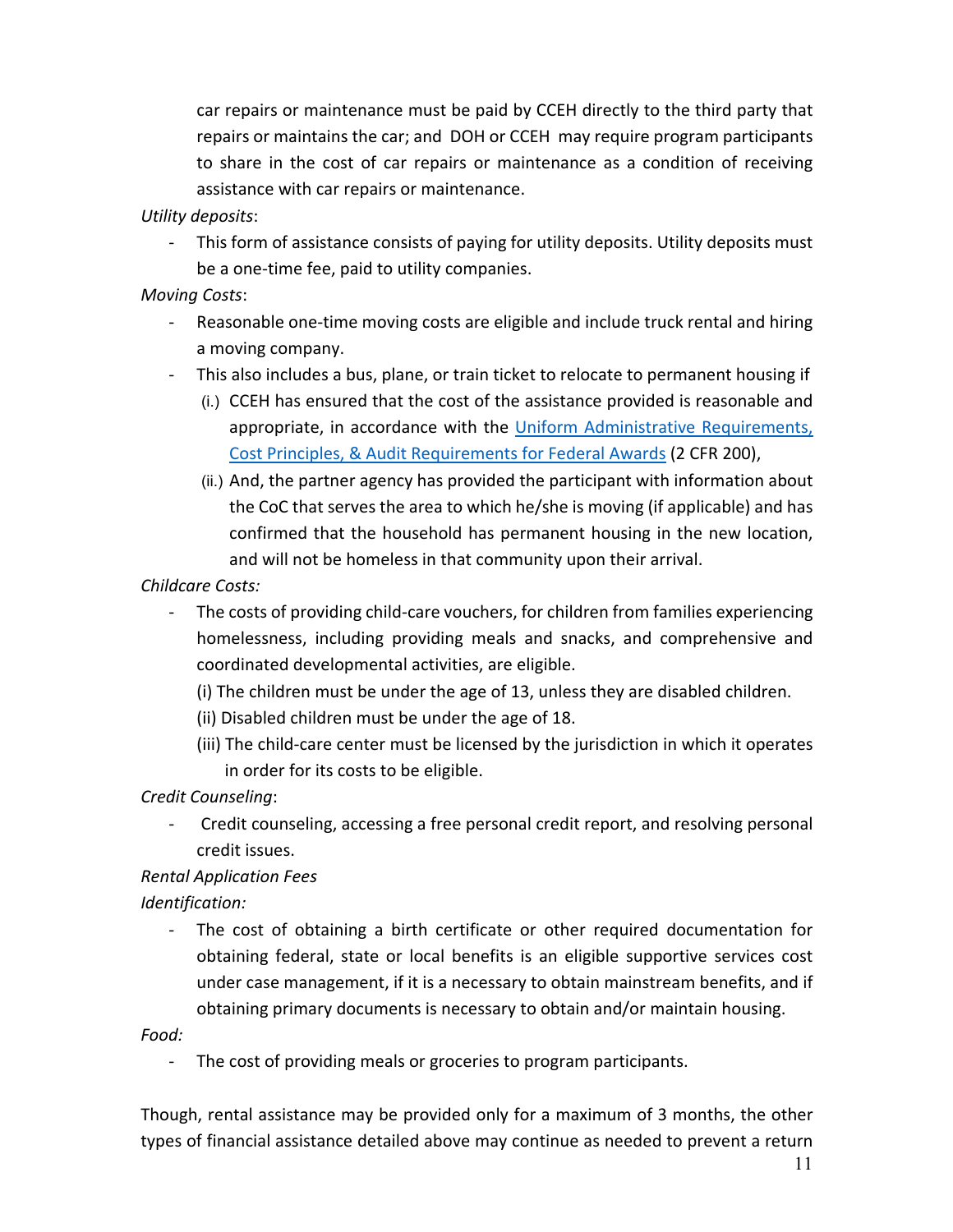car repairs or maintenance must be paid by CCEH directly to the third party that repairs or maintains the car; and DOH or CCEH may require program participants to share in the cost of car repairs or maintenance as a condition of receiving assistance with car repairs or maintenance.

*Utility deposits*:

- This form of assistance consists of paying for utility deposits. Utility deposits must be a one-time fee, paid to utility companies.

*Moving Costs*:

- Reasonable one-time moving costs are eligible and include truck rental and hiring a moving company.
- This also includes a bus, plane, or train ticket to relocate to permanent housing if
  - (i.) CCEH has ensured that the cost of the assistance provided is reasonable and appropriate, in accordance with the [Uniform Administrative Requirements, Cost Principles, & Audit Requirements for Federal Awards](#) (2 CFR 200),
  - (ii.) And, the partner agency has provided the participant with information about the CoC that serves the area to which he/she is moving (if applicable) and has confirmed that the household has permanent housing in the new location, and will not be homeless in that community upon their arrival.

*Childcare Costs:*

- The costs of providing child-care vouchers, for children from families experiencing homelessness, including providing meals and snacks, and comprehensive and coordinated developmental activities, are eligible.
  (i) The children must be under the age of 13, unless they are disabled children.
  (ii) Disabled children must be under the age of 18.
  (iii) The child-care center must be licensed by the jurisdiction in which it operates in order for its costs to be eligible.

*Credit Counseling*:

- Credit counseling, accessing a free personal credit report, and resolving personal credit issues.

*Rental Application Fees*

*Identification:*

- The cost of obtaining a birth certificate or other required documentation for obtaining federal, state or local benefits is an eligible supportive services cost under case management, if it is a necessary to obtain mainstream benefits, and if obtaining primary documents is necessary to obtain and/or maintain housing.

*Food:*

- The cost of providing meals or groceries to program participants.

Though, rental assistance may be provided only for a maximum of 3 months, the other types of financial assistance detailed above may continue as needed to prevent a return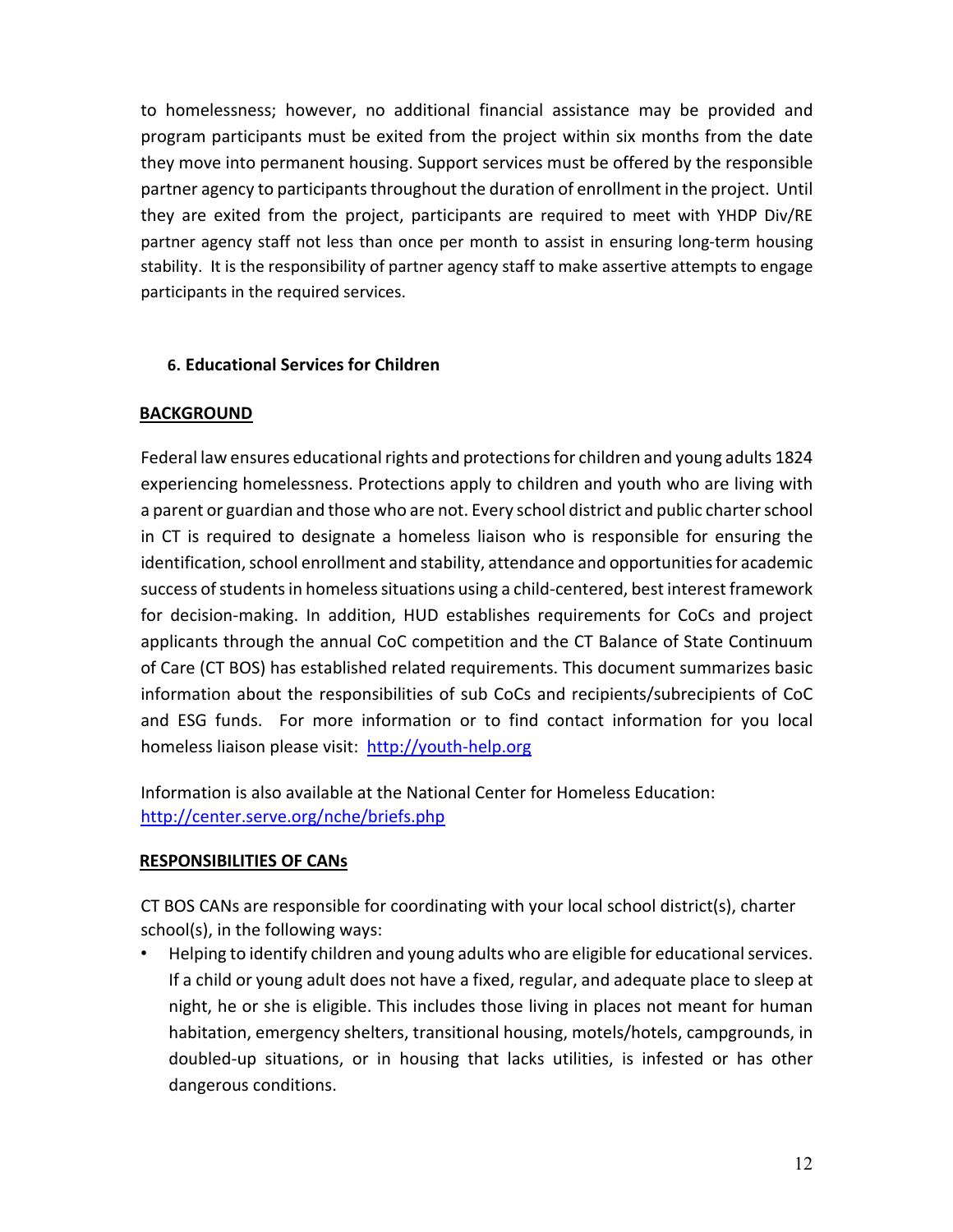to homelessness; however, no additional financial assistance may be provided and program participants must be exited from the project within six months from the date they move into permanent housing. Support services must be offered by the responsible partner agency to participants throughout the duration of enrollment in the project. Until they are exited from the project, participants are required to meet with YHDP Div/RE partner agency staff not less than once per month to assist in ensuring long-term housing stability. It is the responsibility of partner agency staff to make assertive attempts to engage participants in the required services.

### 6. Educational Services for Children

**BACKGROUND**

Federal law ensures educational rights and protections for children and young adults 1824 experiencing homelessness. Protections apply to children and youth who are living with a parent or guardian and those who are not. Every school district and public charter school in CT is required to designate a homeless liaison who is responsible for ensuring the identification, school enrollment and stability, attendance and opportunities for academic success of students in homeless situations using a child-centered, best interest framework for decision-making. In addition, HUD establishes requirements for CoCs and project applicants through the annual CoC competition and the CT Balance of State Continuum of Care (CT BOS) has established related requirements. This document summarizes basic information about the responsibilities of sub CoCs and recipients/subrecipients of CoC and ESG funds. For more information or to find contact information for you local homeless liaison please visit: [http://youth-help.org](http://youth-help.org)

Information is also available at the National Center for Homeless Education: [http://center.serve.org/nche/briefs.php](http://center.serve.org/nche/briefs.php)

**RESPONSIBILITIES OF CANs**

CT BOS CANs are responsible for coordinating with your local school district(s), charter school(s), in the following ways:

- Helping to identify children and young adults who are eligible for educational services. If a child or young adult does not have a fixed, regular, and adequate place to sleep at night, he or she is eligible. This includes those living in places not meant for human habitation, emergency shelters, transitional housing, motels/hotels, campgrounds, in doubled-up situations, or in housing that lacks utilities, is infested or has other dangerous conditions.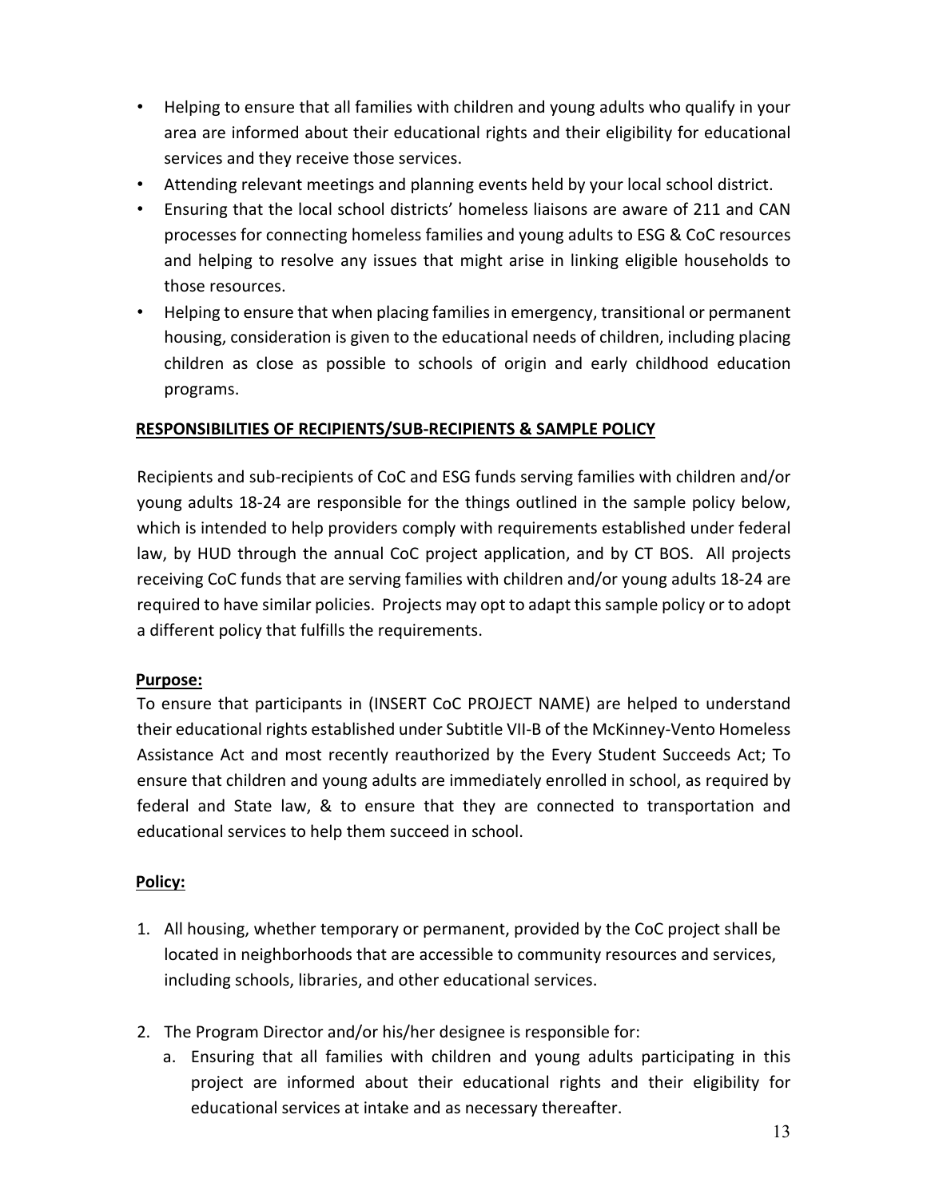- Helping to ensure that all families with children and young adults who qualify in your area are informed about their educational rights and their eligibility for educational services and they receive those services.
- Attending relevant meetings and planning events held by your local school district.
- Ensuring that the local school districts' homeless liaisons are aware of 211 and CAN processes for connecting homeless families and young adults to ESG & CoC resources and helping to resolve any issues that might arise in linking eligible households to those resources.
- Helping to ensure that when placing families in emergency, transitional or permanent housing, consideration is given to the educational needs of children, including placing children as close as possible to schools of origin and early childhood education programs.

**<u>RESPONSIBILITIES OF RECIPIENTS/SUB-RECIPIENTS & SAMPLE POLICY</u>**

Recipients and sub-recipients of CoC and ESG funds serving families with children and/or young adults 18-24 are responsible for the things outlined in the sample policy below, which is intended to help providers comply with requirements established under federal law, by HUD through the annual CoC project application, and by CT BOS. All projects receiving CoC funds that are serving families with children and/or young adults 18-24 are required to have similar policies. Projects may opt to adapt this sample policy or to adopt a different policy that fulfills the requirements.

**<u>Purpose:</u>**
To ensure that participants in (INSERT CoC PROJECT NAME) are helped to understand their educational rights established under Subtitle VII-B of the McKinney-Vento Homeless Assistance Act and most recently reauthorized by the Every Student Succeeds Act; To ensure that children and young adults are immediately enrolled in school, as required by federal and State law, & to ensure that they are connected to transportation and educational services to help them succeed in school.

**<u>Policy:</u>**

1. All housing, whether temporary or permanent, provided by the CoC project shall be located in neighborhoods that are accessible to community resources and services, including schools, libraries, and other educational services.

2. The Program Director and/or his/her designee is responsible for:
   a. Ensuring that all families with children and young adults participating in this project are informed about their educational rights and their eligibility for educational services at intake and as necessary thereafter.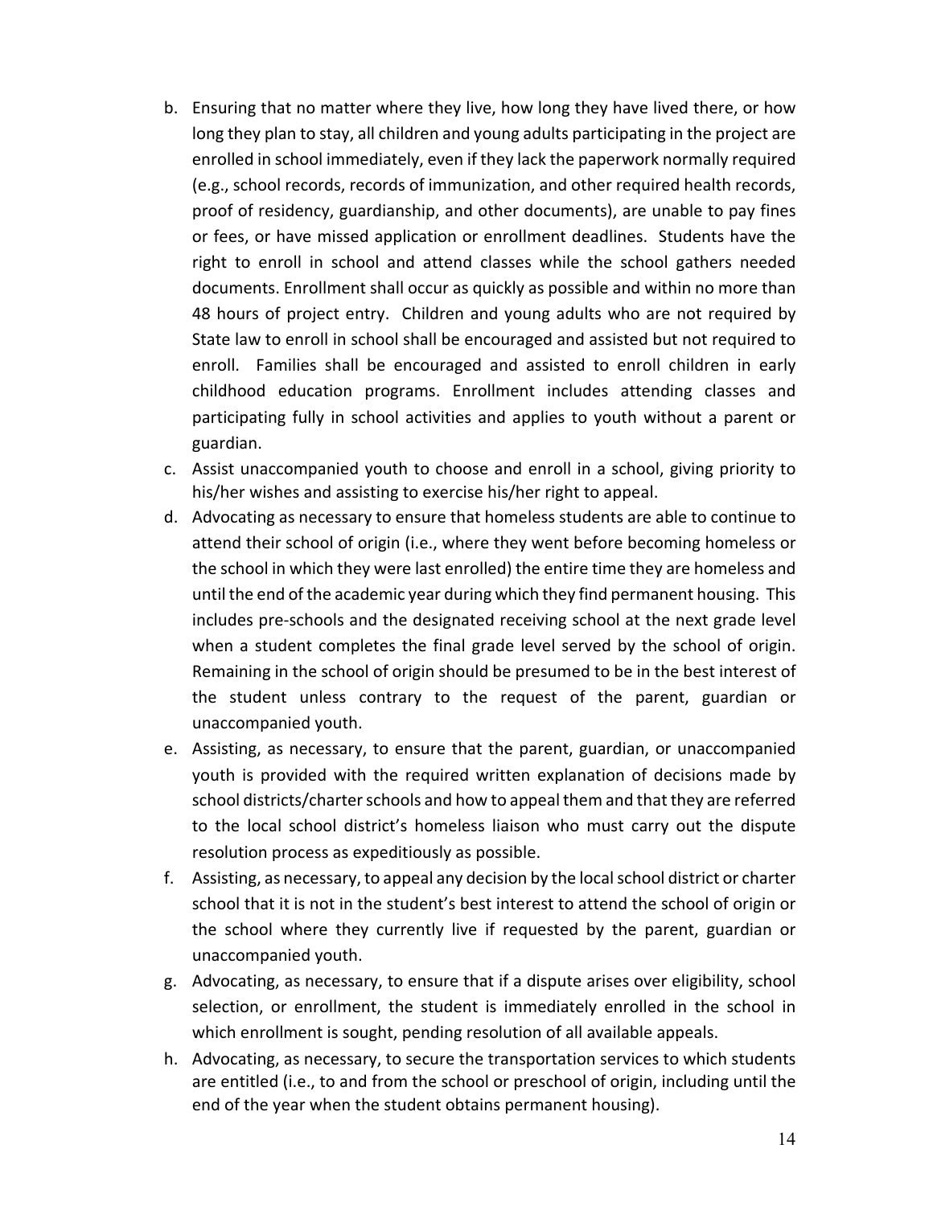b. Ensuring that no matter where they live, how long they have lived there, or how long they plan to stay, all children and young adults participating in the project are enrolled in school immediately, even if they lack the paperwork normally required (e.g., school records, records of immunization, and other required health records, proof of residency, guardianship, and other documents), are unable to pay fines or fees, or have missed application or enrollment deadlines. Students have the right to enroll in school and attend classes while the school gathers needed documents. Enrollment shall occur as quickly as possible and within no more than 48 hours of project entry. Children and young adults who are not required by State law to enroll in school shall be encouraged and assisted but not required to enroll. Families shall be encouraged and assisted to enroll children in early childhood education programs. Enrollment includes attending classes and participating fully in school activities and applies to youth without a parent or guardian.

c. Assist unaccompanied youth to choose and enroll in a school, giving priority to his/her wishes and assisting to exercise his/her right to appeal.

d. Advocating as necessary to ensure that homeless students are able to continue to attend their school of origin (i.e., where they went before becoming homeless or the school in which they were last enrolled) the entire time they are homeless and until the end of the academic year during which they find permanent housing. This includes pre-schools and the designated receiving school at the next grade level when a student completes the final grade level served by the school of origin. Remaining in the school of origin should be presumed to be in the best interest of the student unless contrary to the request of the parent, guardian or unaccompanied youth.

e. Assisting, as necessary, to ensure that the parent, guardian, or unaccompanied youth is provided with the required written explanation of decisions made by school districts/charter schools and how to appeal them and that they are referred to the local school district's homeless liaison who must carry out the dispute resolution process as expeditiously as possible.

f. Assisting, as necessary, to appeal any decision by the local school district or charter school that it is not in the student's best interest to attend the school of origin or the school where they currently live if requested by the parent, guardian or unaccompanied youth.

g. Advocating, as necessary, to ensure that if a dispute arises over eligibility, school selection, or enrollment, the student is immediately enrolled in the school in which enrollment is sought, pending resolution of all available appeals.

h. Advocating, as necessary, to secure the transportation services to which students are entitled (i.e., to and from the school or preschool of origin, including until the end of the year when the student obtains permanent housing).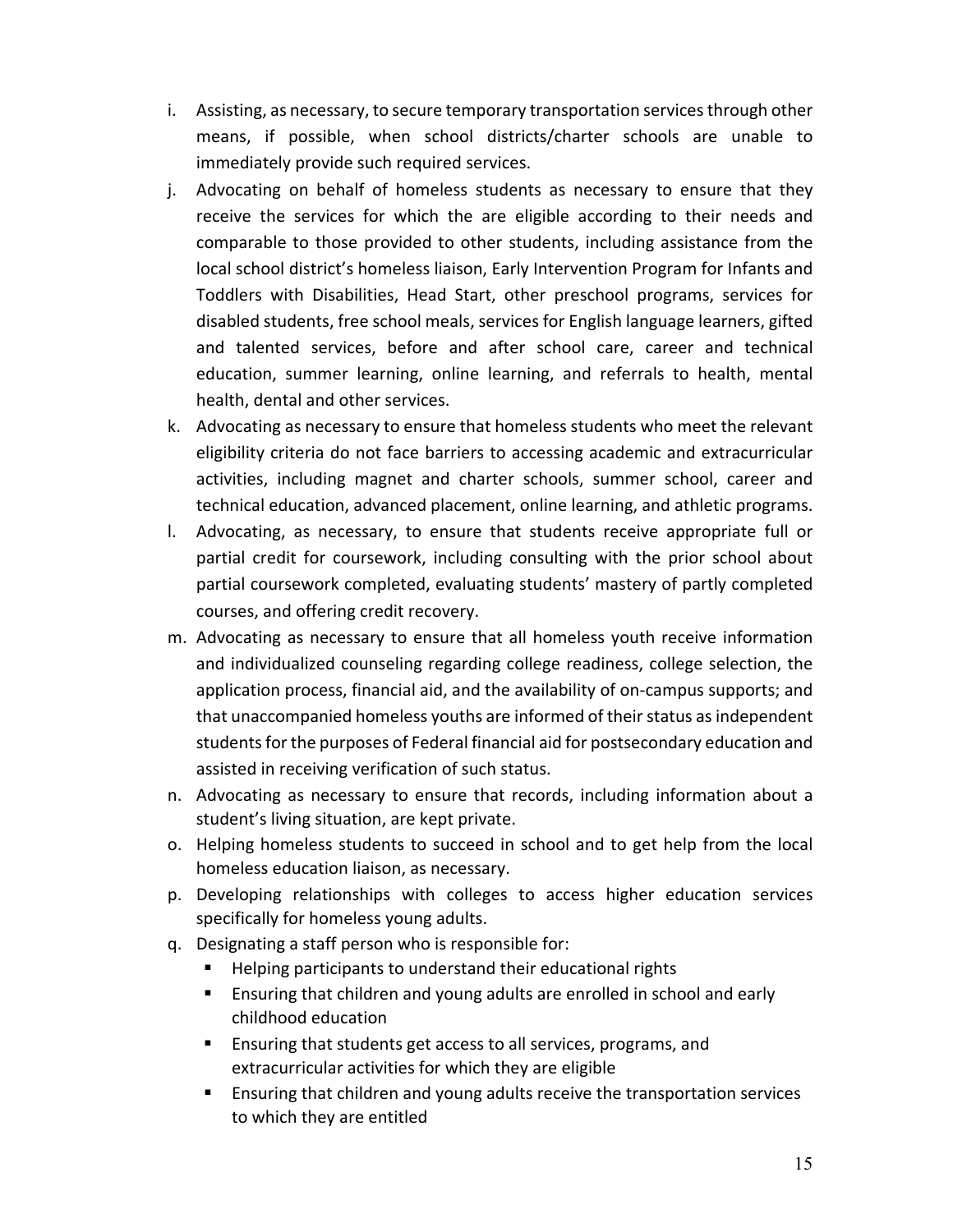i. Assisting, as necessary, to secure temporary transportation services through other means, if possible, when school districts/charter schools are unable to immediately provide such required services.
j. Advocating on behalf of homeless students as necessary to ensure that they receive the services for which the are eligible according to their needs and comparable to those provided to other students, including assistance from the local school district's homeless liaison, Early Intervention Program for Infants and Toddlers with Disabilities, Head Start, other preschool programs, services for disabled students, free school meals, services for English language learners, gifted and talented services, before and after school care, career and technical education, summer learning, online learning, and referrals to health, mental health, dental and other services.
k. Advocating as necessary to ensure that homeless students who meet the relevant eligibility criteria do not face barriers to accessing academic and extracurricular activities, including magnet and charter schools, summer school, career and technical education, advanced placement, online learning, and athletic programs.
l. Advocating, as necessary, to ensure that students receive appropriate full or partial credit for coursework, including consulting with the prior school about partial coursework completed, evaluating students' mastery of partly completed courses, and offering credit recovery.
m. Advocating as necessary to ensure that all homeless youth receive information and individualized counseling regarding college readiness, college selection, the application process, financial aid, and the availability of on-campus supports; and that unaccompanied homeless youths are informed of their status as independent students for the purposes of Federal financial aid for postsecondary education and assisted in receiving verification of such status.
n. Advocating as necessary to ensure that records, including information about a student's living situation, are kept private.
o. Helping homeless students to succeed in school and to get help from the local homeless education liaison, as necessary.
p. Developing relationships with colleges to access higher education services specifically for homeless young adults.
q. Designating a staff person who is responsible for:
   - Helping participants to understand their educational rights
   - Ensuring that children and young adults are enrolled in school and early childhood education
   - Ensuring that students get access to all services, programs, and extracurricular activities for which they are eligible
   - Ensuring that children and young adults receive the transportation services to which they are entitled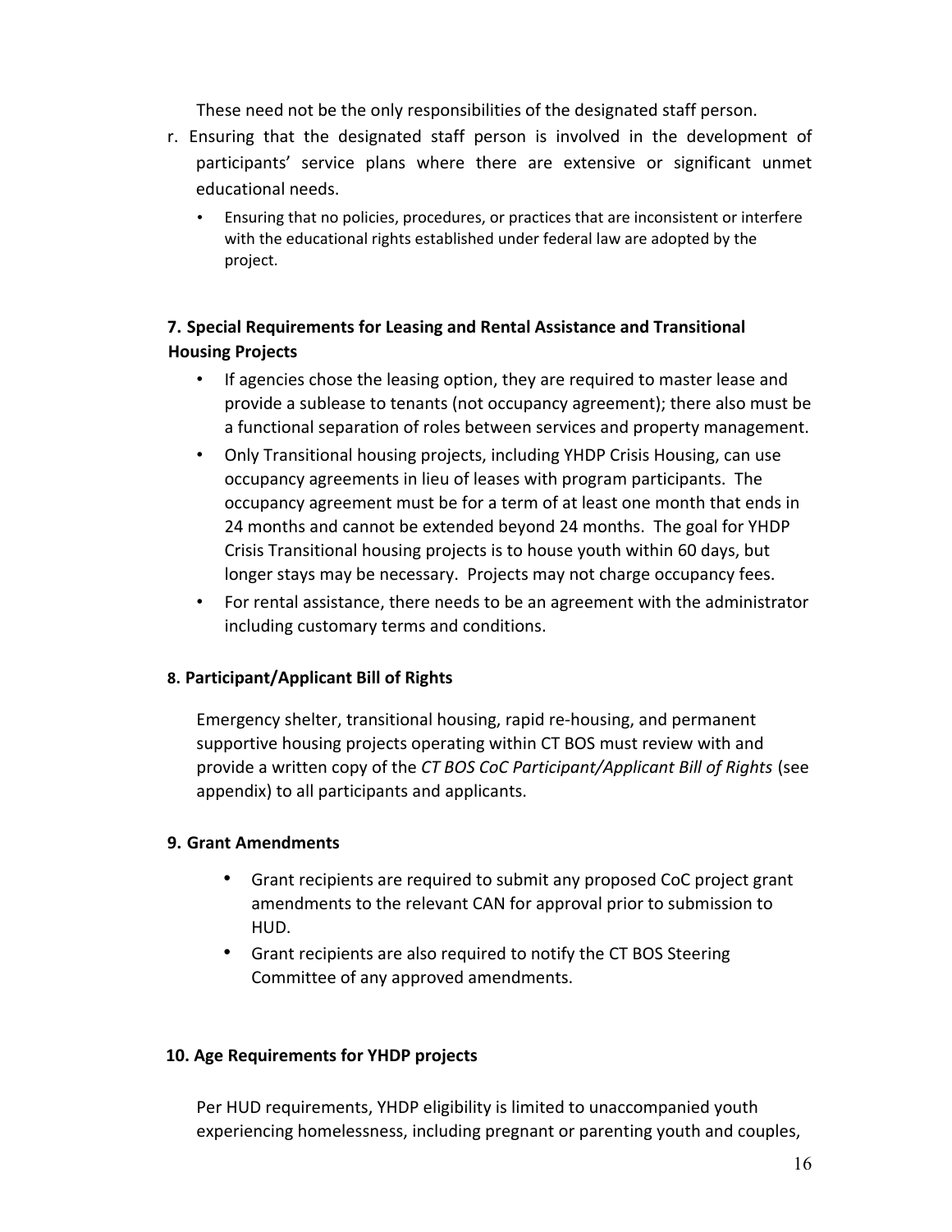These need not be the only responsibilities of the designated staff person.

r. Ensuring that the designated staff person is involved in the development of participants' service plans where there are extensive or significant unmet educational needs.

   - Ensuring that no policies, procedures, or practices that are inconsistent or interfere with the educational rights established under federal law are adopted by the project.

### 7. Special Requirements for Leasing and Rental Assistance and Transitional Housing Projects

- If agencies chose the leasing option, they are required to master lease and provide a sublease to tenants (not occupancy agreement); there also must be a functional separation of roles between services and property management.
- Only Transitional housing projects, including YHDP Crisis Housing, can use occupancy agreements in lieu of leases with program participants. The occupancy agreement must be for a term of at least one month that ends in 24 months and cannot be extended beyond 24 months. The goal for YHDP Crisis Transitional housing projects is to house youth within 60 days, but longer stays may be necessary. Projects may not charge occupancy fees.
- For rental assistance, there needs to be an agreement with the administrator including customary terms and conditions.

### 8. Participant/Applicant Bill of Rights

Emergency shelter, transitional housing, rapid re-housing, and permanent supportive housing projects operating within CT BOS must review with and provide a written copy of the *CT BOS CoC Participant/Applicant Bill of Rights* (see appendix) to all participants and applicants.

### 9. Grant Amendments

- Grant recipients are required to submit any proposed CoC project grant amendments to the relevant CAN for approval prior to submission to HUD.
- Grant recipients are also required to notify the CT BOS Steering Committee of any approved amendments.

### 10. Age Requirements for YHDP projects

Per HUD requirements, YHDP eligibility is limited to unaccompanied youth experiencing homelessness, including pregnant or parenting youth and couples,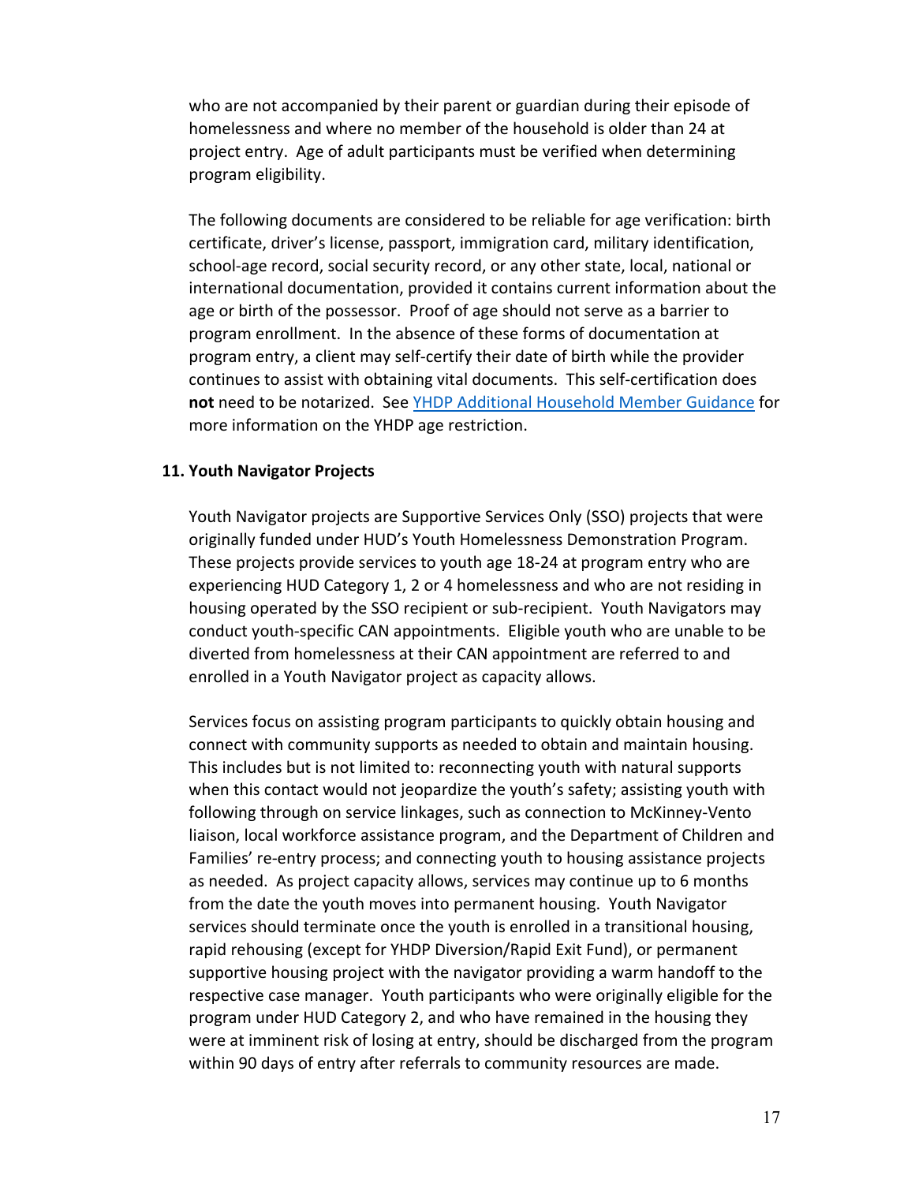who are not accompanied by their parent or guardian during their episode of homelessness and where no member of the household is older than 24 at project entry. Age of adult participants must be verified when determining program eligibility.

The following documents are considered to be reliable for age verification: birth certificate, driver's license, passport, immigration card, military identification, school-age record, social security record, or any other state, local, national or international documentation, provided it contains current information about the age or birth of the possessor. Proof of age should not serve as a barrier to program enrollment. In the absence of these forms of documentation at program entry, a client may self-certify their date of birth while the provider continues to assist with obtaining vital documents. This self-certification does **not** need to be notarized. See [YHDP Additional Household Member Guidance] for more information on the YHDP age restriction.

**11. Youth Navigator Projects**

Youth Navigator projects are Supportive Services Only (SSO) projects that were originally funded under HUD's Youth Homelessness Demonstration Program. These projects provide services to youth age 18-24 at program entry who are experiencing HUD Category 1, 2 or 4 homelessness and who are not residing in housing operated by the SSO recipient or sub-recipient. Youth Navigators may conduct youth-specific CAN appointments. Eligible youth who are unable to be diverted from homelessness at their CAN appointment are referred to and enrolled in a Youth Navigator project as capacity allows.

Services focus on assisting program participants to quickly obtain housing and connect with community supports as needed to obtain and maintain housing. This includes but is not limited to: reconnecting youth with natural supports when this contact would not jeopardize the youth's safety; assisting youth with following through on service linkages, such as connection to McKinney-Vento liaison, local workforce assistance program, and the Department of Children and Families' re-entry process; and connecting youth to housing assistance projects as needed. As project capacity allows, services may continue up to 6 months from the date the youth moves into permanent housing. Youth Navigator services should terminate once the youth is enrolled in a transitional housing, rapid rehousing (except for YHDP Diversion/Rapid Exit Fund), or permanent supportive housing project with the navigator providing a warm handoff to the respective case manager. Youth participants who were originally eligible for the program under HUD Category 2, and who have remained in the housing they were at imminent risk of losing at entry, should be discharged from the program within 90 days of entry after referrals to community resources are made.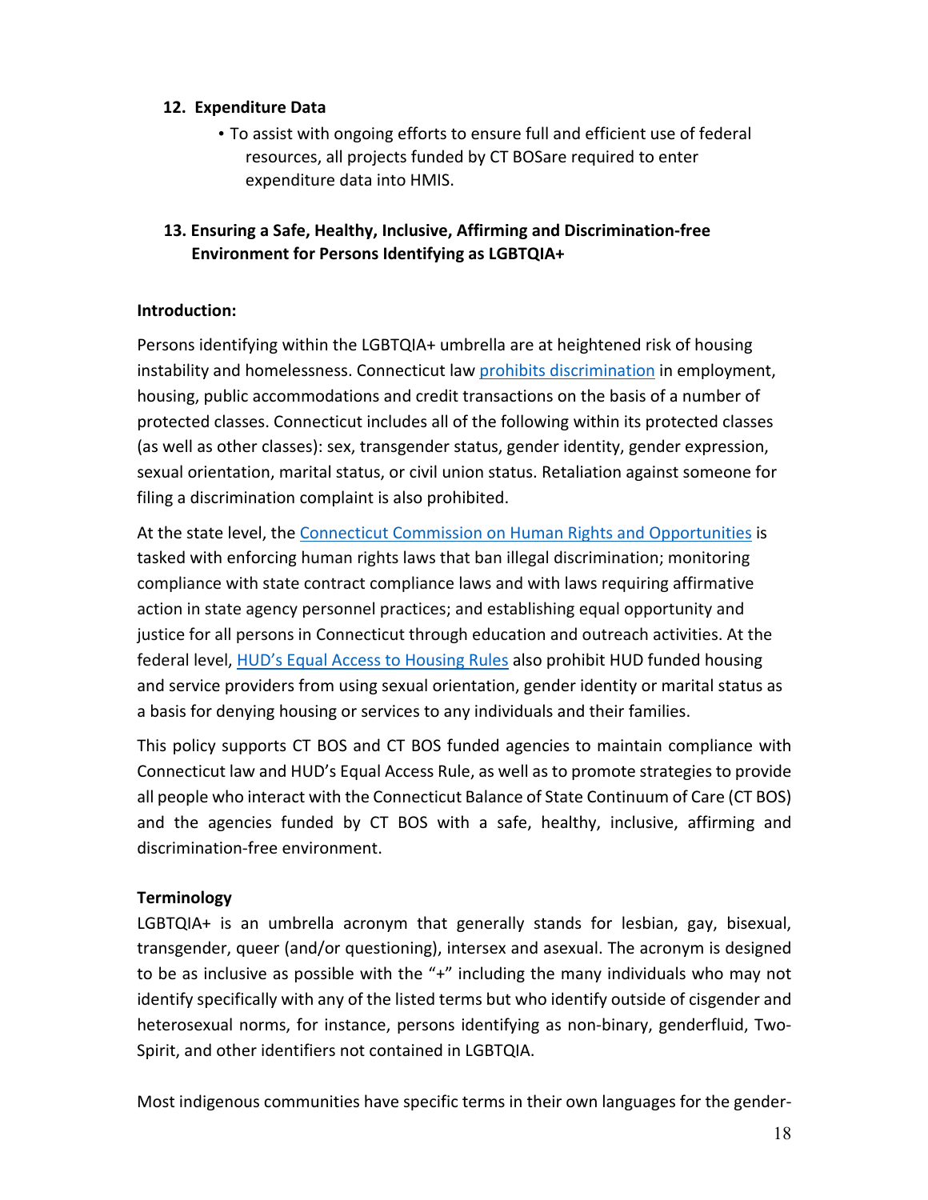## 12. Expenditure Data

- To assist with ongoing efforts to ensure full and efficient use of federal resources, all projects funded by CT BOSare required to enter expenditure data into HMIS.

## 13. Ensuring a Safe, Healthy, Inclusive, Affirming and Discrimination-free Environment for Persons Identifying as LGBTQIA+

### Introduction:

Persons identifying within the LGBTQIA+ umbrella are at heightened risk of housing instability and homelessness. Connecticut law prohibits discrimination in employment, housing, public accommodations and credit transactions on the basis of a number of protected classes. Connecticut includes all of the following within its protected classes (as well as other classes): sex, transgender status, gender identity, gender expression, sexual orientation, marital status, or civil union status. Retaliation against someone for filing a discrimination complaint is also prohibited.

At the state level, the Connecticut Commission on Human Rights and Opportunities is tasked with enforcing human rights laws that ban illegal discrimination; monitoring compliance with state contract compliance laws and with laws requiring affirmative action in state agency personnel practices; and establishing equal opportunity and justice for all persons in Connecticut through education and outreach activities. At the federal level, HUD's Equal Access to Housing Rules also prohibit HUD funded housing and service providers from using sexual orientation, gender identity or marital status as a basis for denying housing or services to any individuals and their families.

This policy supports CT BOS and CT BOS funded agencies to maintain compliance with Connecticut law and HUD's Equal Access Rule, as well as to promote strategies to provide all people who interact with the Connecticut Balance of State Continuum of Care (CT BOS) and the agencies funded by CT BOS with a safe, healthy, inclusive, affirming and discrimination-free environment.

### Terminology

LGBTQIA+ is an umbrella acronym that generally stands for lesbian, gay, bisexual, transgender, queer (and/or questioning), intersex and asexual. The acronym is designed to be as inclusive as possible with the "+" including the many individuals who may not identify specifically with any of the listed terms but who identify outside of cisgender and heterosexual norms, for instance, persons identifying as non-binary, genderfluid, Two-Spirit, and other identifiers not contained in LGBTQIA.

Most indigenous communities have specific terms in their own languages for the gender-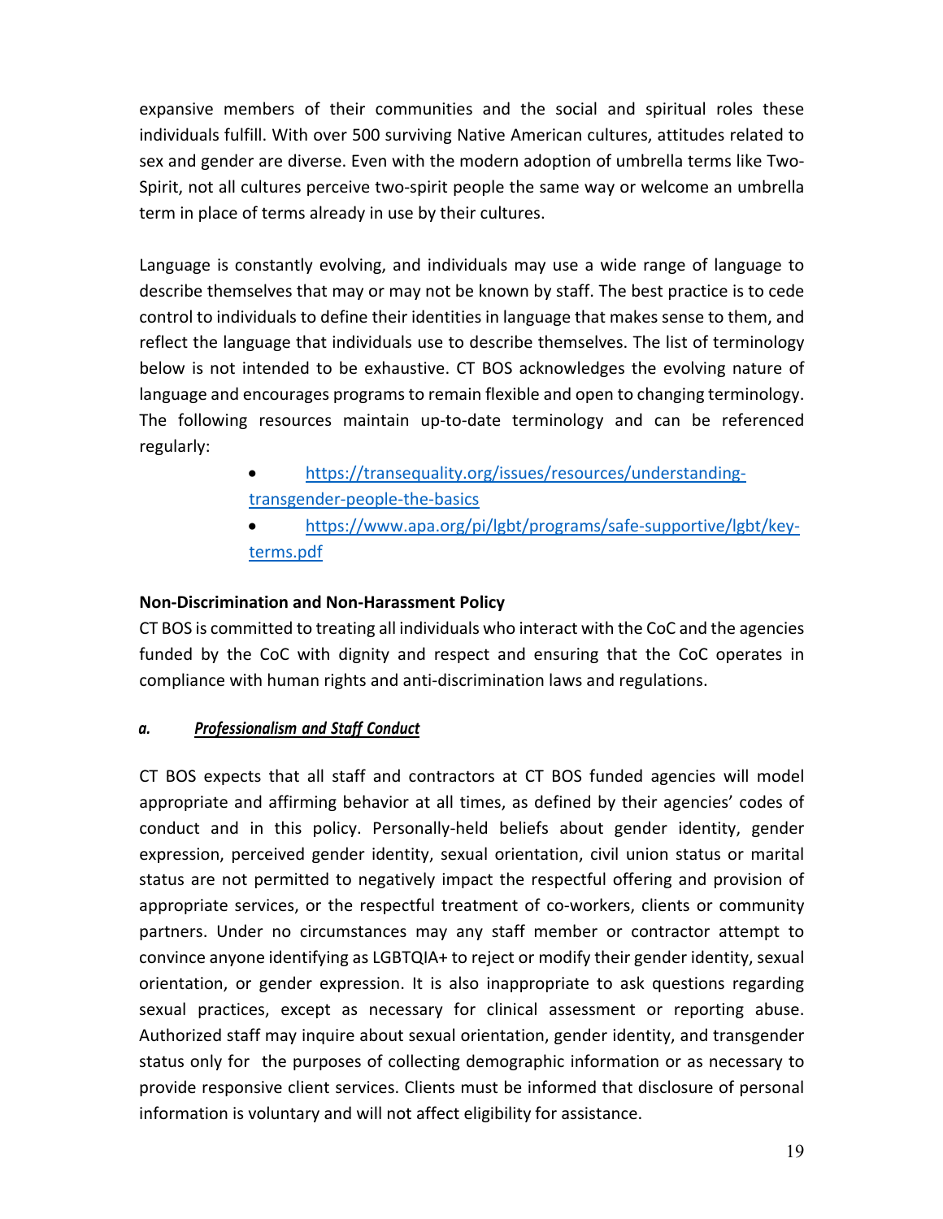expansive members of their communities and the social and spiritual roles these individuals fulfill. With over 500 surviving Native American cultures, attitudes related to sex and gender are diverse. Even with the modern adoption of umbrella terms like Two-Spirit, not all cultures perceive two-spirit people the same way or welcome an umbrella term in place of terms already in use by their cultures.

Language is constantly evolving, and individuals may use a wide range of language to describe themselves that may or may not be known by staff. The best practice is to cede control to individuals to define their identities in language that makes sense to them, and reflect the language that individuals use to describe themselves. The list of terminology below is not intended to be exhaustive. CT BOS acknowledges the evolving nature of language and encourages programs to remain flexible and open to changing terminology. The following resources maintain up-to-date terminology and can be referenced regularly:

- https://transequality.org/issues/resources/understanding-transgender-people-the-basics
- https://www.apa.org/pi/lgbt/programs/safe-supportive/lgbt/key-terms.pdf

**Non-Discrimination and Non-Harassment Policy**

CT BOS is committed to treating all individuals who interact with the CoC and the agencies funded by the CoC with dignity and respect and ensuring that the CoC operates in compliance with human rights and anti-discrimination laws and regulations.

***a. Professionalism and Staff Conduct***

CT BOS expects that all staff and contractors at CT BOS funded agencies will model appropriate and affirming behavior at all times, as defined by their agencies' codes of conduct and in this policy. Personally-held beliefs about gender identity, gender expression, perceived gender identity, sexual orientation, civil union status or marital status are not permitted to negatively impact the respectful offering and provision of appropriate services, or the respectful treatment of co-workers, clients or community partners. Under no circumstances may any staff member or contractor attempt to convince anyone identifying as LGBTQIA+ to reject or modify their gender identity, sexual orientation, or gender expression. It is also inappropriate to ask questions regarding sexual practices, except as necessary for clinical assessment or reporting abuse. Authorized staff may inquire about sexual orientation, gender identity, and transgender status only for the purposes of collecting demographic information or as necessary to provide responsive client services. Clients must be informed that disclosure of personal information is voluntary and will not affect eligibility for assistance.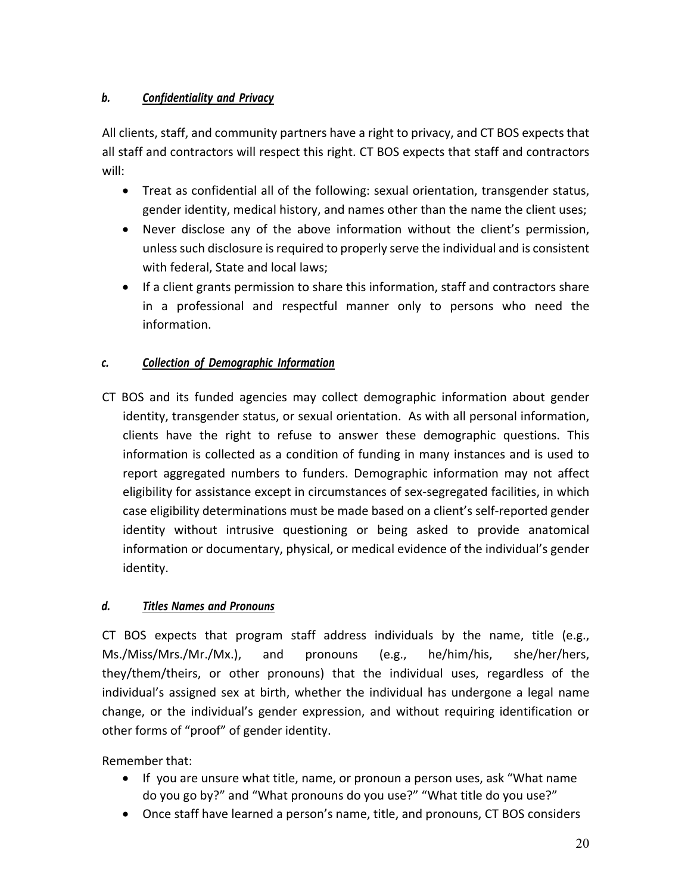### *b. Confidentiality and Privacy*

All clients, staff, and community partners have a right to privacy, and CT BOS expects that all staff and contractors will respect this right. CT BOS expects that staff and contractors will:

- Treat as confidential all of the following: sexual orientation, transgender status, gender identity, medical history, and names other than the name the client uses;
- Never disclose any of the above information without the client's permission, unless such disclosure is required to properly serve the individual and is consistent with federal, State and local laws;
- If a client grants permission to share this information, staff and contractors share in a professional and respectful manner only to persons who need the information.

### *c. Collection of Demographic Information*

CT BOS and its funded agencies may collect demographic information about gender identity, transgender status, or sexual orientation. As with all personal information, clients have the right to refuse to answer these demographic questions. This information is collected as a condition of funding in many instances and is used to report aggregated numbers to funders. Demographic information may not affect eligibility for assistance except in circumstances of sex-segregated facilities, in which case eligibility determinations must be made based on a client's self-reported gender identity without intrusive questioning or being asked to provide anatomical information or documentary, physical, or medical evidence of the individual's gender identity.

### *d. Titles Names and Pronouns*

CT BOS expects that program staff address individuals by the name, title (e.g., Ms./Miss/Mrs./Mr./Mx.), and pronouns (e.g., he/him/his, she/her/hers, they/them/theirs, or other pronouns) that the individual uses, regardless of the individual's assigned sex at birth, whether the individual has undergone a legal name change, or the individual's gender expression, and without requiring identification or other forms of "proof" of gender identity.

Remember that:

- If you are unsure what title, name, or pronoun a person uses, ask "What name do you go by?" and "What pronouns do you use?" "What title do you use?"
- Once staff have learned a person's name, title, and pronouns, CT BOS considers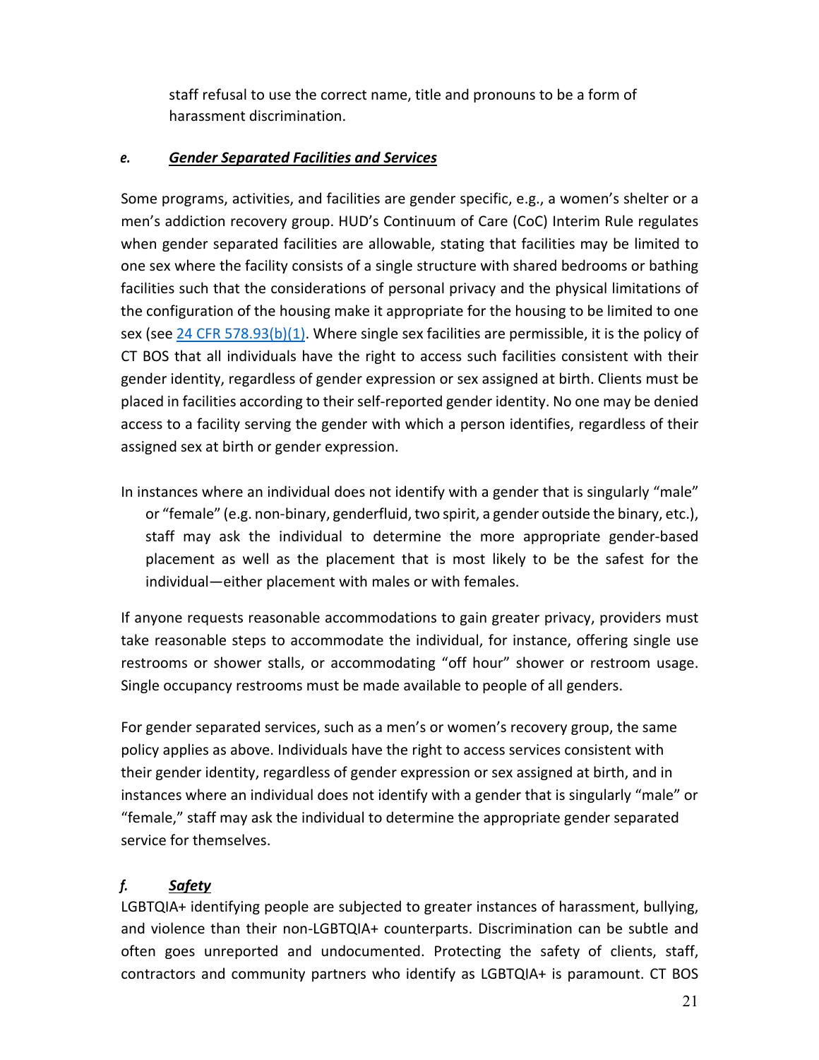staff refusal to use the correct name, title and pronouns to be a form of harassment discrimination.

### *e. Gender Separated Facilities and Services*

Some programs, activities, and facilities are gender specific, e.g., a women's shelter or a men's addiction recovery group. HUD's Continuum of Care (CoC) Interim Rule regulates when gender separated facilities are allowable, stating that facilities may be limited to one sex where the facility consists of a single structure with shared bedrooms or bathing facilities such that the considerations of personal privacy and the physical limitations of the configuration of the housing make it appropriate for the housing to be limited to one sex (see [24 CFR 578.93(b)(1)](). Where single sex facilities are permissible, it is the policy of CT BOS that all individuals have the right to access such facilities consistent with their gender identity, regardless of gender expression or sex assigned at birth. Clients must be placed in facilities according to their self-reported gender identity. No one may be denied access to a facility serving the gender with which a person identifies, regardless of their assigned sex at birth or gender expression.

In instances where an individual does not identify with a gender that is singularly "male" or "female" (e.g. non-binary, genderfluid, two spirit, a gender outside the binary, etc.), staff may ask the individual to determine the more appropriate gender-based placement as well as the placement that is most likely to be the safest for the individual—either placement with males or with females.

If anyone requests reasonable accommodations to gain greater privacy, providers must take reasonable steps to accommodate the individual, for instance, offering single use restrooms or shower stalls, or accommodating "off hour" shower or restroom usage. Single occupancy restrooms must be made available to people of all genders.

For gender separated services, such as a men's or women's recovery group, the same policy applies as above. Individuals have the right to access services consistent with their gender identity, regardless of gender expression or sex assigned at birth, and in instances where an individual does not identify with a gender that is singularly "male" or "female," staff may ask the individual to determine the appropriate gender separated service for themselves.

### *f. Safety*

LGBTQIA+ identifying people are subjected to greater instances of harassment, bullying, and violence than their non-LGBTQIA+ counterparts. Discrimination can be subtle and often goes unreported and undocumented. Protecting the safety of clients, staff, contractors and community partners who identify as LGBTQIA+ is paramount. CT BOS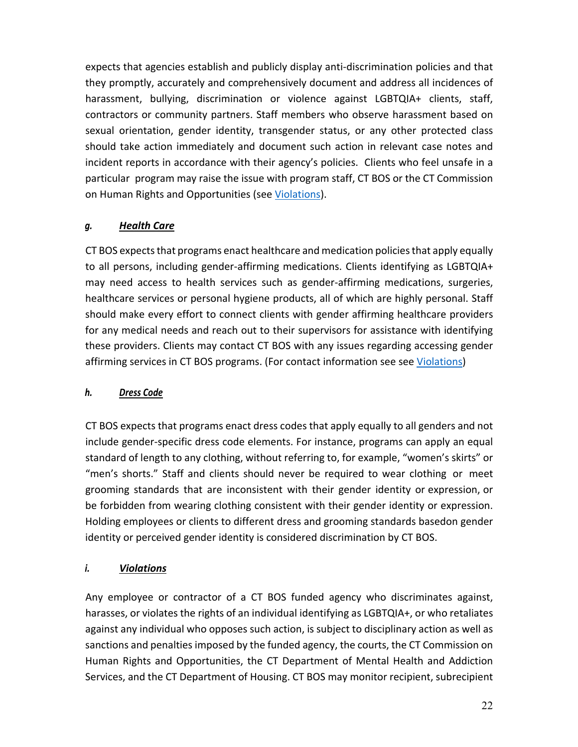expects that agencies establish and publicly display anti-discrimination policies and that they promptly, accurately and comprehensively document and address all incidences of harassment, bullying, discrimination or violence against LGBTQIA+ clients, staff, contractors or community partners. Staff members who observe harassment based on sexual orientation, gender identity, transgender status, or any other protected class should take action immediately and document such action in relevant case notes and incident reports in accordance with their agency's policies. Clients who feel unsafe in a particular program may raise the issue with program staff, CT BOS or the CT Commission on Human Rights and Opportunities (see [Violations](#violations)).

### *g. Health Care*

CT BOS expects that programs enact healthcare and medication policies that apply equally to all persons, including gender-affirming medications. Clients identifying as LGBTQIA+ may need access to health services such as gender-affirming medications, surgeries, healthcare services or personal hygiene products, all of which are highly personal. Staff should make every effort to connect clients with gender affirming healthcare providers for any medical needs and reach out to their supervisors for assistance with identifying these providers. Clients may contact CT BOS with any issues regarding accessing gender affirming services in CT BOS programs. (For contact information see see [Violations](#violations))

### *h. Dress Code*

CT BOS expects that programs enact dress codes that apply equally to all genders and not include gender-specific dress code elements. For instance, programs can apply an equal standard of length to any clothing, without referring to, for example, "women's skirts" or "men's shorts." Staff and clients should never be required to wear clothing or meet grooming standards that are inconsistent with their gender identity or expression, or be forbidden from wearing clothing consistent with their gender identity or expression. Holding employees or clients to different dress and grooming standards basedon gender identity or perceived gender identity is considered discrimination by CT BOS.

### *i. Violations*

Any employee or contractor of a CT BOS funded agency who discriminates against, harasses, or violates the rights of an individual identifying as LGBTQIA+, or who retaliates against any individual who opposes such action, is subject to disciplinary action as well as sanctions and penalties imposed by the funded agency, the courts, the CT Commission on Human Rights and Opportunities, the CT Department of Mental Health and Addiction Services, and the CT Department of Housing. CT BOS may monitor recipient, subrecipient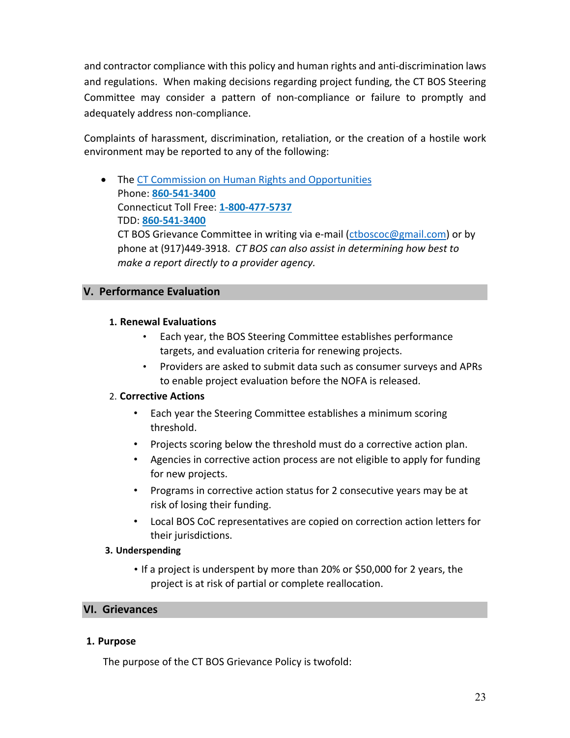and contractor compliance with this policy and human rights and anti-discrimination laws and regulations. When making decisions regarding project funding, the CT BOS Steering Committee may consider a pattern of non-compliance or failure to promptly and adequately address non-compliance.

Complaints of harassment, discrimination, retaliation, or the creation of a hostile work environment may be reported to any of the following:

- The [CT Commission on Human Rights and Opportunities](#)
  Phone: **860-541-3400**
  Connecticut Toll Free: **1-800-477-5737**
  TDD: **860-541-3400**
  CT BOS Grievance Committee in writing via e-mail (ctboscoc@gmail.com) or by phone at (917)449-3918. *CT BOS can also assist in determining how best to make a report directly to a provider agency.*

## V. Performance Evaluation

**1. Renewal Evaluations**

- Each year, the BOS Steering Committee establishes performance targets, and evaluation criteria for renewing projects.
- Providers are asked to submit data such as consumer surveys and APRs to enable project evaluation before the NOFA is released.

2. **Corrective Actions**

- Each year the Steering Committee establishes a minimum scoring threshold.
- Projects scoring below the threshold must do a corrective action plan.
- Agencies in corrective action process are not eligible to apply for funding for new projects.
- Programs in corrective action status for 2 consecutive years may be at risk of losing their funding.
- Local BOS CoC representatives are copied on correction action letters for their jurisdictions.

**3. Underspending**

- If a project is underspent by more than 20% or $50,000 for 2 years, the project is at risk of partial or complete reallocation.

## VI. Grievances

**1. Purpose**

The purpose of the CT BOS Grievance Policy is twofold: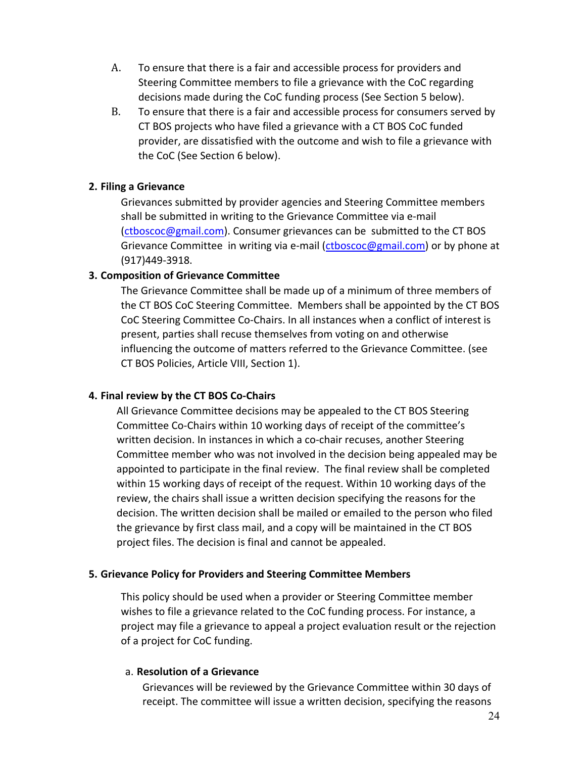A. To ensure that there is a fair and accessible process for providers and Steering Committee members to file a grievance with the CoC regarding decisions made during the CoC funding process (See Section 5 below).

B. To ensure that there is a fair and accessible process for consumers served by CT BOS projects who have filed a grievance with a CT BOS CoC funded provider, are dissatisfied with the outcome and wish to file a grievance with the CoC (See Section 6 below).

**2. Filing a Grievance**

Grievances submitted by provider agencies and Steering Committee members shall be submitted in writing to the Grievance Committee via e-mail (ctboscoc@gmail.com). Consumer grievances can be submitted to the CT BOS Grievance Committee in writing via e-mail (ctboscoc@gmail.com) or by phone at (917)449-3918.

**3. Composition of Grievance Committee**

The Grievance Committee shall be made up of a minimum of three members of the CT BOS CoC Steering Committee. Members shall be appointed by the CT BOS CoC Steering Committee Co-Chairs. In all instances when a conflict of interest is present, parties shall recuse themselves from voting on and otherwise influencing the outcome of matters referred to the Grievance Committee. (see CT BOS Policies, Article VIII, Section 1).

**4. Final review by the CT BOS Co-Chairs**

All Grievance Committee decisions may be appealed to the CT BOS Steering Committee Co-Chairs within 10 working days of receipt of the committee's written decision. In instances in which a co-chair recuses, another Steering Committee member who was not involved in the decision being appealed may be appointed to participate in the final review. The final review shall be completed within 15 working days of receipt of the request. Within 10 working days of the review, the chairs shall issue a written decision specifying the reasons for the decision. The written decision shall be mailed or emailed to the person who filed the grievance by first class mail, and a copy will be maintained in the CT BOS project files. The decision is final and cannot be appealed.

**5. Grievance Policy for Providers and Steering Committee Members**

This policy should be used when a provider or Steering Committee member wishes to file a grievance related to the CoC funding process. For instance, a project may file a grievance to appeal a project evaluation result or the rejection of a project for CoC funding.

a. **Resolution of a Grievance**

Grievances will be reviewed by the Grievance Committee within 30 days of receipt. The committee will issue a written decision, specifying the reasons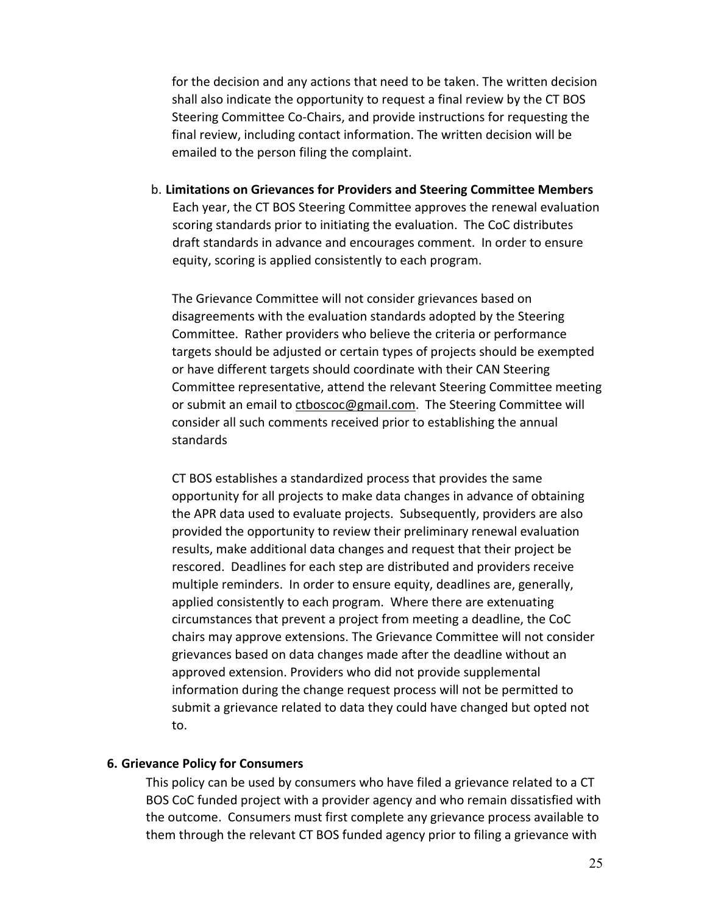for the decision and any actions that need to be taken. The written decision shall also indicate the opportunity to request a final review by the CT BOS Steering Committee Co-Chairs, and provide instructions for requesting the final review, including contact information. The written decision will be emailed to the person filing the complaint.

b. **Limitations on Grievances for Providers and Steering Committee Members**

Each year, the CT BOS Steering Committee approves the renewal evaluation scoring standards prior to initiating the evaluation. The CoC distributes draft standards in advance and encourages comment. In order to ensure equity, scoring is applied consistently to each program.

The Grievance Committee will not consider grievances based on disagreements with the evaluation standards adopted by the Steering Committee. Rather providers who believe the criteria or performance targets should be adjusted or certain types of projects should be exempted or have different targets should coordinate with their CAN Steering Committee representative, attend the relevant Steering Committee meeting or submit an email to ctboscoc@gmail.com. The Steering Committee will consider all such comments received prior to establishing the annual standards

CT BOS establishes a standardized process that provides the same opportunity for all projects to make data changes in advance of obtaining the APR data used to evaluate projects. Subsequently, providers are also provided the opportunity to review their preliminary renewal evaluation results, make additional data changes and request that their project be rescored. Deadlines for each step are distributed and providers receive multiple reminders. In order to ensure equity, deadlines are, generally, applied consistently to each program. Where there are extenuating circumstances that prevent a project from meeting a deadline, the CoC chairs may approve extensions. The Grievance Committee will not consider grievances based on data changes made after the deadline without an approved extension. Providers who did not provide supplemental information during the change request process will not be permitted to submit a grievance related to data they could have changed but opted not to.

### 6. Grievance Policy for Consumers

This policy can be used by consumers who have filed a grievance related to a CT BOS CoC funded project with a provider agency and who remain dissatisfied with the outcome. Consumers must first complete any grievance process available to them through the relevant CT BOS funded agency prior to filing a grievance with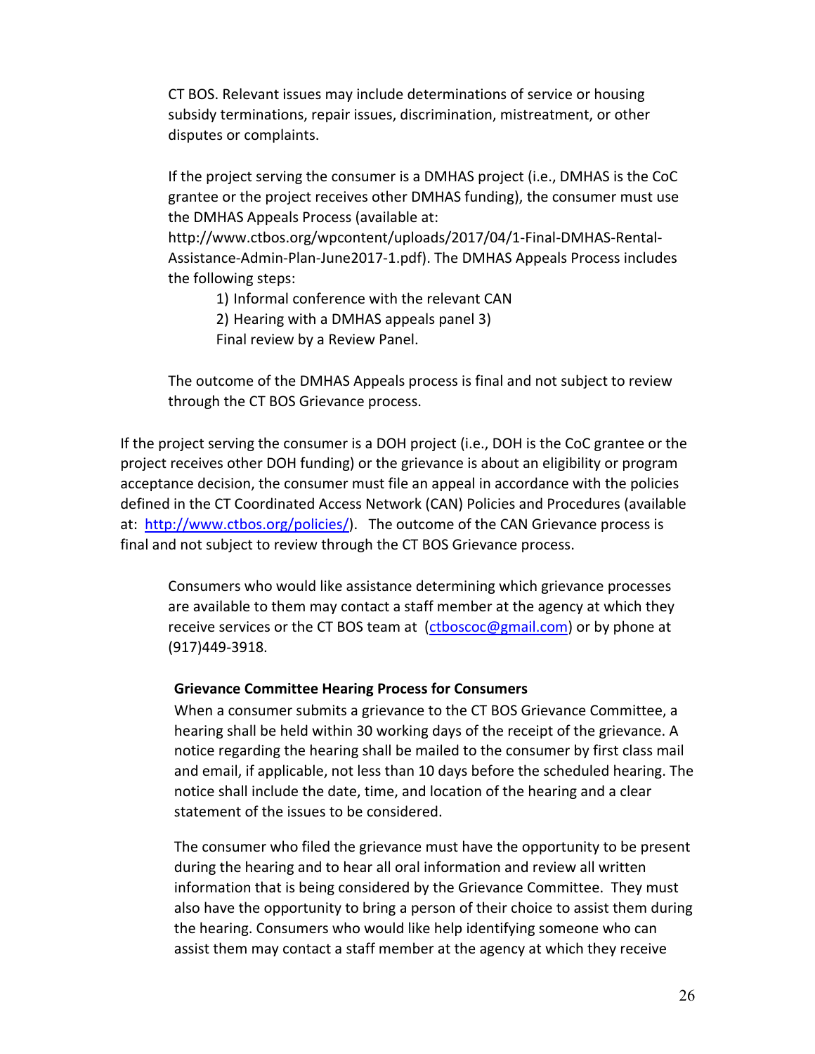CT BOS. Relevant issues may include determinations of service or housing subsidy terminations, repair issues, discrimination, mistreatment, or other disputes or complaints.

If the project serving the consumer is a DMHAS project (i.e., DMHAS is the CoC grantee or the project receives other DMHAS funding), the consumer must use the DMHAS Appeals Process (available at: http://www.ctbos.org/wpcontent/uploads/2017/04/1-Final-DMHAS-Rental-Assistance-Admin-Plan-June2017-1.pdf). The DMHAS Appeals Process includes the following steps:

1) Informal conference with the relevant CAN
2) Hearing with a DMHAS appeals panel 3) Final review by a Review Panel.

The outcome of the DMHAS Appeals process is final and not subject to review through the CT BOS Grievance process.

If the project serving the consumer is a DOH project (i.e., DOH is the CoC grantee or the project receives other DOH funding) or the grievance is about an eligibility or program acceptance decision, the consumer must file an appeal in accordance with the policies defined in the CT Coordinated Access Network (CAN) Policies and Procedures (available at: [http://www.ctbos.org/policies/](http://www.ctbos.org/policies/)). The outcome of the CAN Grievance process is final and not subject to review through the CT BOS Grievance process.

Consumers who would like assistance determining which grievance processes are available to them may contact a staff member at the agency at which they receive services or the CT BOS team at ([ctboscoc@gmail.com](mailto:ctboscoc@gmail.com)) or by phone at (917)449-3918.

**Grievance Committee Hearing Process for Consumers**

When a consumer submits a grievance to the CT BOS Grievance Committee, a hearing shall be held within 30 working days of the receipt of the grievance. A notice regarding the hearing shall be mailed to the consumer by first class mail and email, if applicable, not less than 10 days before the scheduled hearing. The notice shall include the date, time, and location of the hearing and a clear statement of the issues to be considered.

The consumer who filed the grievance must have the opportunity to be present during the hearing and to hear all oral information and review all written information that is being considered by the Grievance Committee. They must also have the opportunity to bring a person of their choice to assist them during the hearing. Consumers who would like help identifying someone who can assist them may contact a staff member at the agency at which they receive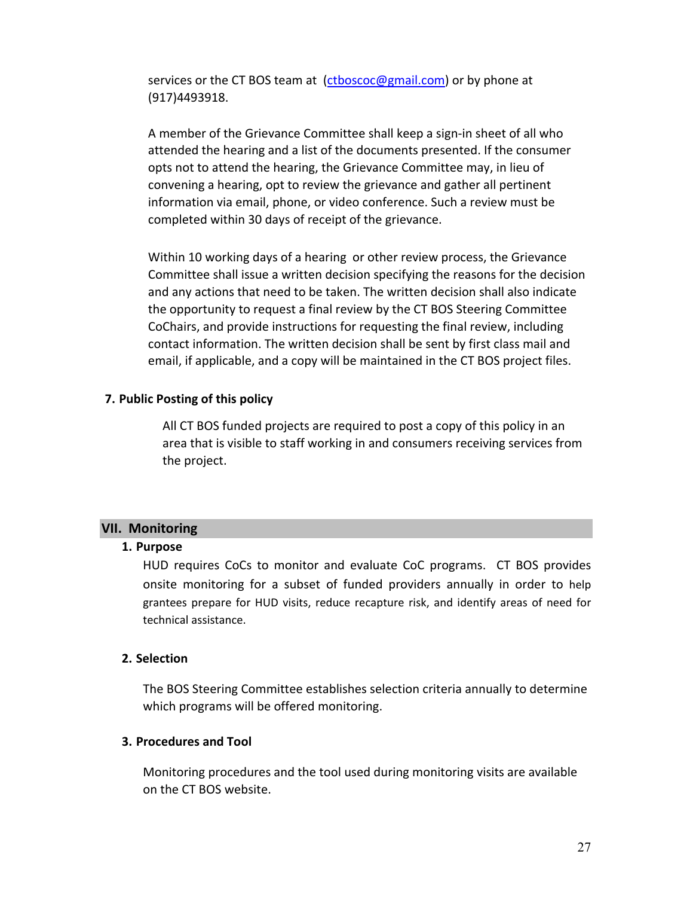services or the CT BOS team at (ctboscoc@gmail.com) or by phone at (917)4493918.

A member of the Grievance Committee shall keep a sign-in sheet of all who attended the hearing and a list of the documents presented. If the consumer opts not to attend the hearing, the Grievance Committee may, in lieu of convening a hearing, opt to review the grievance and gather all pertinent information via email, phone, or video conference. Such a review must be completed within 30 days of receipt of the grievance.

Within 10 working days of a hearing or other review process, the Grievance Committee shall issue a written decision specifying the reasons for the decision and any actions that need to be taken. The written decision shall also indicate the opportunity to request a final review by the CT BOS Steering Committee CoChairs, and provide instructions for requesting the final review, including contact information. The written decision shall be sent by first class mail and email, if applicable, and a copy will be maintained in the CT BOS project files.

**7. Public Posting of this policy**

All CT BOS funded projects are required to post a copy of this policy in an area that is visible to staff working in and consumers receiving services from the project.

## VII. Monitoring

**1. Purpose**

HUD requires CoCs to monitor and evaluate CoC programs. CT BOS provides onsite monitoring for a subset of funded providers annually in order to help grantees prepare for HUD visits, reduce recapture risk, and identify areas of need for technical assistance.

**2. Selection**

The BOS Steering Committee establishes selection criteria annually to determine which programs will be offered monitoring.

**3. Procedures and Tool**

Monitoring procedures and the tool used during monitoring visits are available on the CT BOS website.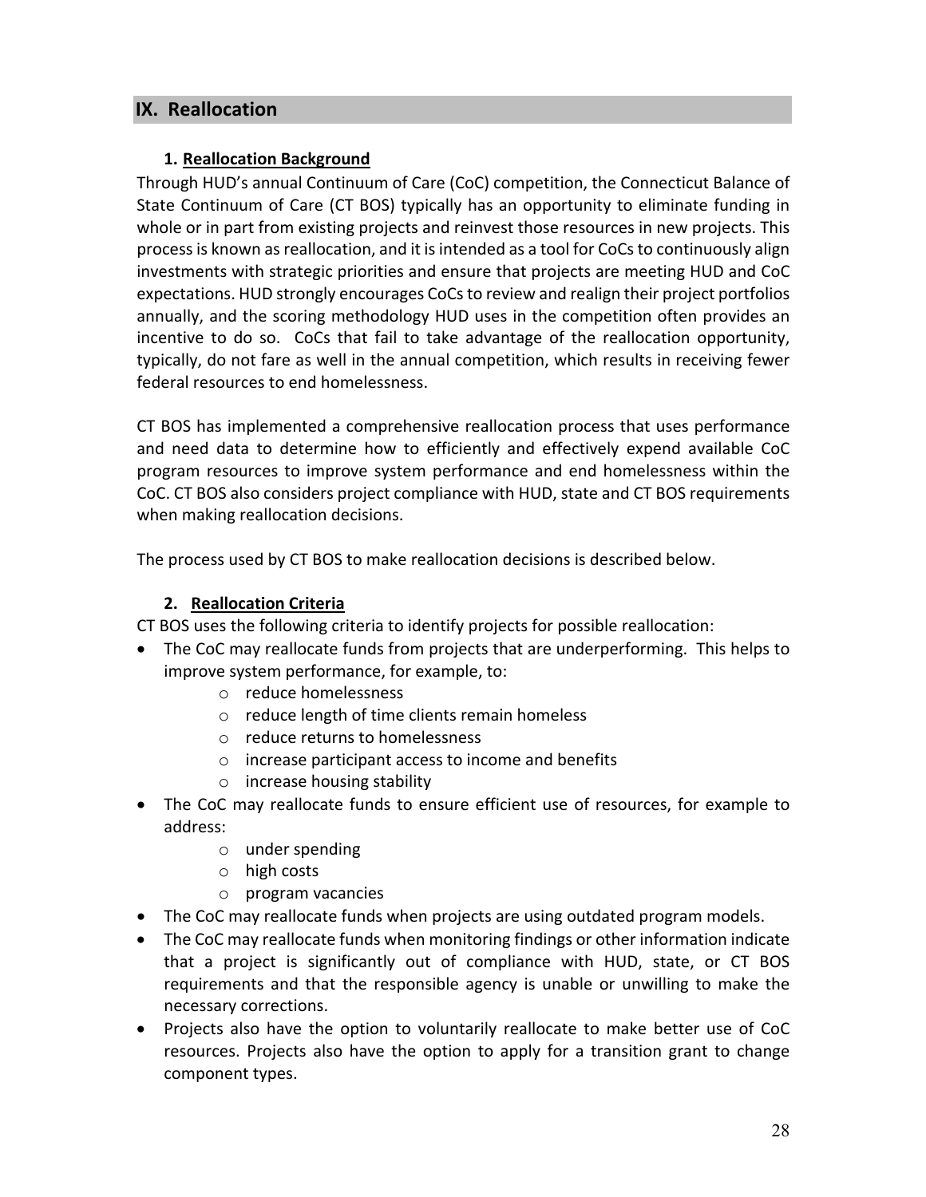## IX. Reallocation

### 1. Reallocation Background

Through HUD's annual Continuum of Care (CoC) competition, the Connecticut Balance of State Continuum of Care (CT BOS) typically has an opportunity to eliminate funding in whole or in part from existing projects and reinvest those resources in new projects. This process is known as reallocation, and it is intended as a tool for CoCs to continuously align investments with strategic priorities and ensure that projects are meeting HUD and CoC expectations. HUD strongly encourages CoCs to review and realign their project portfolios annually, and the scoring methodology HUD uses in the competition often provides an incentive to do so. CoCs that fail to take advantage of the reallocation opportunity, typically, do not fare as well in the annual competition, which results in receiving fewer federal resources to end homelessness.

CT BOS has implemented a comprehensive reallocation process that uses performance and need data to determine how to efficiently and effectively expend available CoC program resources to improve system performance and end homelessness within the CoC. CT BOS also considers project compliance with HUD, state and CT BOS requirements when making reallocation decisions.

The process used by CT BOS to make reallocation decisions is described below.

### 2. Reallocation Criteria

CT BOS uses the following criteria to identify projects for possible reallocation:

- The CoC may reallocate funds from projects that are underperforming. This helps to improve system performance, for example, to:
  - reduce homelessness
  - reduce length of time clients remain homeless
  - reduce returns to homelessness
  - increase participant access to income and benefits
  - increase housing stability
- The CoC may reallocate funds to ensure efficient use of resources, for example to address:
  - under spending
  - high costs
  - program vacancies
- The CoC may reallocate funds when projects are using outdated program models.
- The CoC may reallocate funds when monitoring findings or other information indicate that a project is significantly out of compliance with HUD, state, or CT BOS requirements and that the responsible agency is unable or unwilling to make the necessary corrections.
- Projects also have the option to voluntarily reallocate to make better use of CoC resources. Projects also have the option to apply for a transition grant to change component types.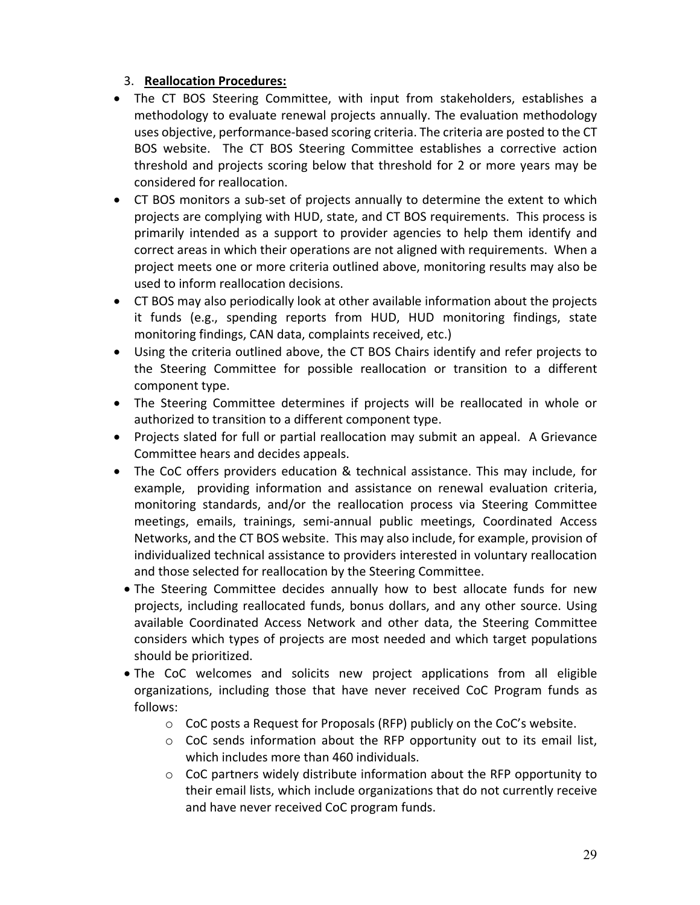3. **Reallocation Procedures:**

- The CT BOS Steering Committee, with input from stakeholders, establishes a methodology to evaluate renewal projects annually. The evaluation methodology uses objective, performance-based scoring criteria. The criteria are posted to the CT BOS website. The CT BOS Steering Committee establishes a corrective action threshold and projects scoring below that threshold for 2 or more years may be considered for reallocation.
- CT BOS monitors a sub-set of projects annually to determine the extent to which projects are complying with HUD, state, and CT BOS requirements. This process is primarily intended as a support to provider agencies to help them identify and correct areas in which their operations are not aligned with requirements. When a project meets one or more criteria outlined above, monitoring results may also be used to inform reallocation decisions.
- CT BOS may also periodically look at other available information about the projects it funds (e.g., spending reports from HUD, HUD monitoring findings, state monitoring findings, CAN data, complaints received, etc.)
- Using the criteria outlined above, the CT BOS Chairs identify and refer projects to the Steering Committee for possible reallocation or transition to a different component type.
- The Steering Committee determines if projects will be reallocated in whole or authorized to transition to a different component type.
- Projects slated for full or partial reallocation may submit an appeal. A Grievance Committee hears and decides appeals.
- The CoC offers providers education & technical assistance. This may include, for example, providing information and assistance on renewal evaluation criteria, monitoring standards, and/or the reallocation process via Steering Committee meetings, emails, trainings, semi-annual public meetings, Coordinated Access Networks, and the CT BOS website. This may also include, for example, provision of individualized technical assistance to providers interested in voluntary reallocation and those selected for reallocation by the Steering Committee.
- The Steering Committee decides annually how to best allocate funds for new projects, including reallocated funds, bonus dollars, and any other source. Using available Coordinated Access Network and other data, the Steering Committee considers which types of projects are most needed and which target populations should be prioritized.
- The CoC welcomes and solicits new project applications from all eligible organizations, including those that have never received CoC Program funds as follows:
  - CoC posts a Request for Proposals (RFP) publicly on the CoC's website.
  - CoC sends information about the RFP opportunity out to its email list, which includes more than 460 individuals.
  - CoC partners widely distribute information about the RFP opportunity to their email lists, which include organizations that do not currently receive and have never received CoC program funds.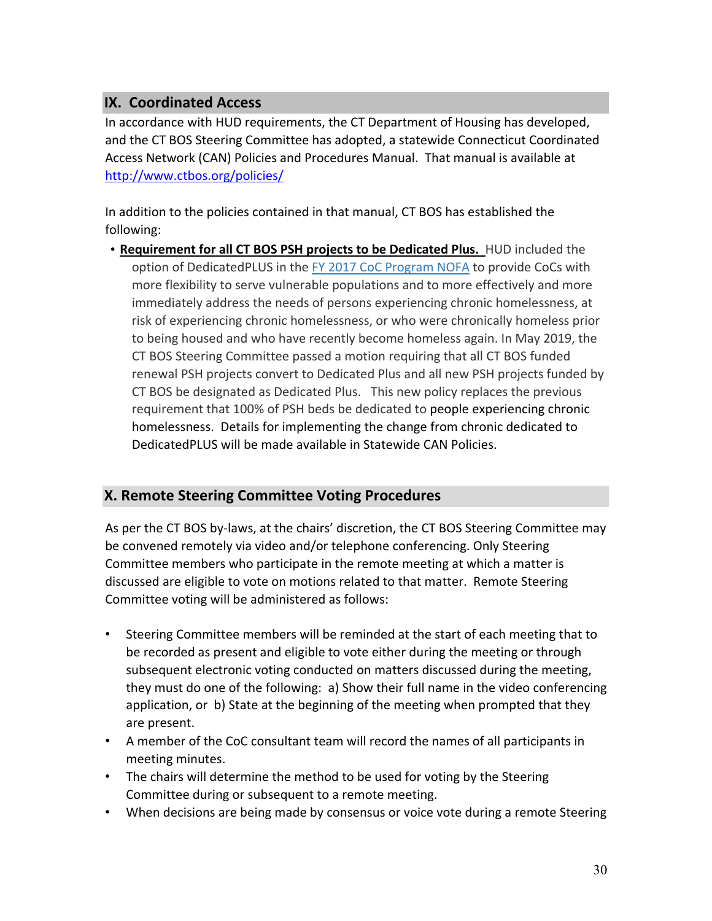## IX. Coordinated Access

In accordance with HUD requirements, the CT Department of Housing has developed, and the CT BOS Steering Committee has adopted, a statewide Connecticut Coordinated Access Network (CAN) Policies and Procedures Manual. That manual is available at http://www.ctbos.org/policies/

In addition to the policies contained in that manual, CT BOS has established the following:

- **Requirement for all CT BOS PSH projects to be Dedicated Plus.** HUD included the option of DedicatedPLUS in the FY 2017 CoC Program NOFA to provide CoCs with more flexibility to serve vulnerable populations and to more effectively and more immediately address the needs of persons experiencing chronic homelessness, at risk of experiencing chronic homelessness, or who were chronically homeless prior to being housed and who have recently become homeless again. In May 2019, the CT BOS Steering Committee passed a motion requiring that all CT BOS funded renewal PSH projects convert to Dedicated Plus and all new PSH projects funded by CT BOS be designated as Dedicated Plus. This new policy replaces the previous requirement that 100% of PSH beds be dedicated to people experiencing chronic homelessness. Details for implementing the change from chronic dedicated to DedicatedPLUS will be made available in Statewide CAN Policies.

## X. Remote Steering Committee Voting Procedures

As per the CT BOS by-laws, at the chairs' discretion, the CT BOS Steering Committee may be convened remotely via video and/or telephone conferencing. Only Steering Committee members who participate in the remote meeting at which a matter is discussed are eligible to vote on motions related to that matter. Remote Steering Committee voting will be administered as follows:

- Steering Committee members will be reminded at the start of each meeting that to be recorded as present and eligible to vote either during the meeting or through subsequent electronic voting conducted on matters discussed during the meeting, they must do one of the following: a) Show their full name in the video conferencing application, or b) State at the beginning of the meeting when prompted that they are present.
- A member of the CoC consultant team will record the names of all participants in meeting minutes.
- The chairs will determine the method to be used for voting by the Steering Committee during or subsequent to a remote meeting.
- When decisions are being made by consensus or voice vote during a remote Steering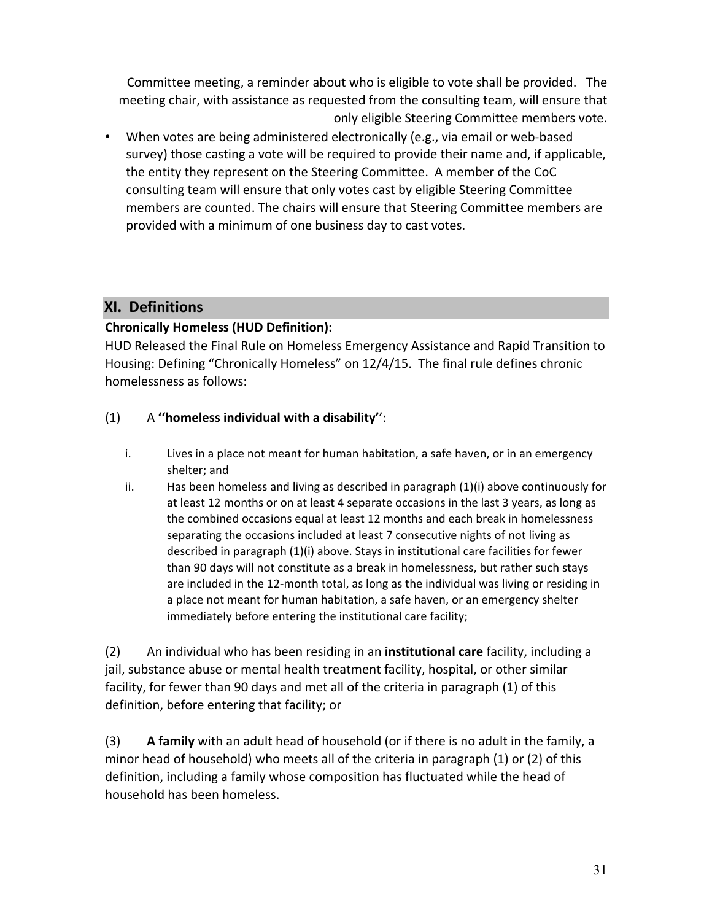Committee meeting, a reminder about who is eligible to vote shall be provided. The meeting chair, with assistance as requested from the consulting team, will ensure that only eligible Steering Committee members vote.

- When votes are being administered electronically (e.g., via email or web-based survey) those casting a vote will be required to provide their name and, if applicable, the entity they represent on the Steering Committee. A member of the CoC consulting team will ensure that only votes cast by eligible Steering Committee members are counted. The chairs will ensure that Steering Committee members are provided with a minimum of one business day to cast votes.

## XI. Definitions

**Chronically Homeless (HUD Definition):**

HUD Released the Final Rule on Homeless Emergency Assistance and Rapid Transition to Housing: Defining "Chronically Homeless" on 12/4/15. The final rule defines chronic homelessness as follows:

(1) A **''homeless individual with a disability''**:

i. Lives in a place not meant for human habitation, a safe haven, or in an emergency shelter; and

ii. Has been homeless and living as described in paragraph (1)(i) above continuously for at least 12 months or on at least 4 separate occasions in the last 3 years, as long as the combined occasions equal at least 12 months and each break in homelessness separating the occasions included at least 7 consecutive nights of not living as described in paragraph (1)(i) above. Stays in institutional care facilities for fewer than 90 days will not constitute as a break in homelessness, but rather such stays are included in the 12-month total, as long as the individual was living or residing in a place not meant for human habitation, a safe haven, or an emergency shelter immediately before entering the institutional care facility;

(2) An individual who has been residing in an **institutional care** facility, including a jail, substance abuse or mental health treatment facility, hospital, or other similar facility, for fewer than 90 days and met all of the criteria in paragraph (1) of this definition, before entering that facility; or

(3) **A family** with an adult head of household (or if there is no adult in the family, a minor head of household) who meets all of the criteria in paragraph (1) or (2) of this definition, including a family whose composition has fluctuated while the head of household has been homeless.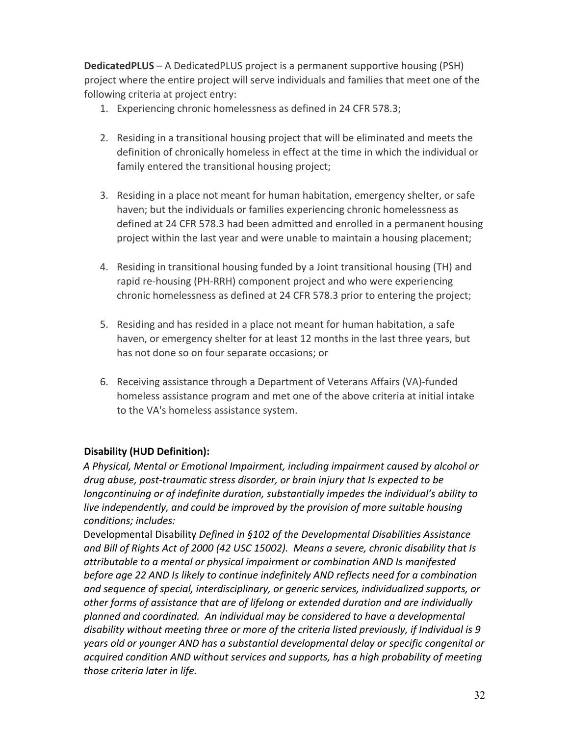**DedicatedPLUS** – A DedicatedPLUS project is a permanent supportive housing (PSH) project where the entire project will serve individuals and families that meet one of the following criteria at project entry:

1. Experiencing chronic homelessness as defined in 24 CFR 578.3;
2. Residing in a transitional housing project that will be eliminated and meets the definition of chronically homeless in effect at the time in which the individual or family entered the transitional housing project;
3. Residing in a place not meant for human habitation, emergency shelter, or safe haven; but the individuals or families experiencing chronic homelessness as defined at 24 CFR 578.3 had been admitted and enrolled in a permanent housing project within the last year and were unable to maintain a housing placement;
4. Residing in transitional housing funded by a Joint transitional housing (TH) and rapid re-housing (PH-RRH) component project and who were experiencing chronic homelessness as defined at 24 CFR 578.3 prior to entering the project;
5. Residing and has resided in a place not meant for human habitation, a safe haven, or emergency shelter for at least 12 months in the last three years, but has not done so on four separate occasions; or
6. Receiving assistance through a Department of Veterans Affairs (VA)-funded homeless assistance program and met one of the above criteria at initial intake to the VA's homeless assistance system.

**Disability (HUD Definition):**

*A Physical, Mental or Emotional Impairment, including impairment caused by alcohol or drug abuse, post-traumatic stress disorder, or brain injury that Is expected to be longcontinuing or of indefinite duration, substantially impedes the individual's ability to live independently, and could be improved by the provision of more suitable housing conditions; includes:*

Developmental Disability *Defined in §102 of the Developmental Disabilities Assistance and Bill of Rights Act of 2000 (42 USC 15002). Means a severe, chronic disability that Is attributable to a mental or physical impairment or combination AND Is manifested before age 22 AND Is likely to continue indefinitely AND reflects need for a combination and sequence of special, interdisciplinary, or generic services, individualized supports, or other forms of assistance that are of lifelong or extended duration and are individually planned and coordinated. An individual may be considered to have a developmental disability without meeting three or more of the criteria listed previously, if Individual is 9 years old or younger AND has a substantial developmental delay or specific congenital or acquired condition AND without services and supports, has a high probability of meeting those criteria later in life.*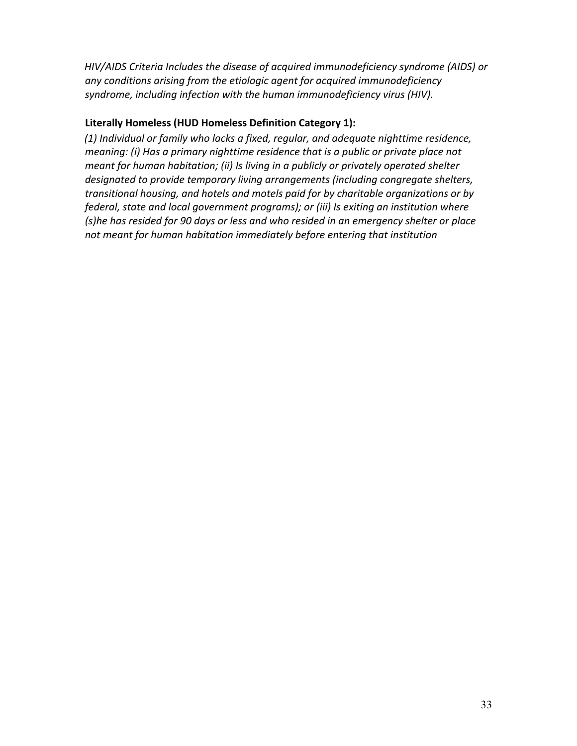*HIV/AIDS Criteria Includes the disease of acquired immunodeficiency syndrome (AIDS) or any conditions arising from the etiologic agent for acquired immunodeficiency syndrome, including infection with the human immunodeficiency virus (HIV).*

**Literally Homeless (HUD Homeless Definition Category 1):**

*(1) Individual or family who lacks a fixed, regular, and adequate nighttime residence, meaning: (i) Has a primary nighttime residence that is a public or private place not meant for human habitation; (ii) Is living in a publicly or privately operated shelter designated to provide temporary living arrangements (including congregate shelters, transitional housing, and hotels and motels paid for by charitable organizations or by federal, state and local government programs); or (iii) Is exiting an institution where (s)he has resided for 90 days or less and who resided in an emergency shelter or place not meant for human habitation immediately before entering that institution*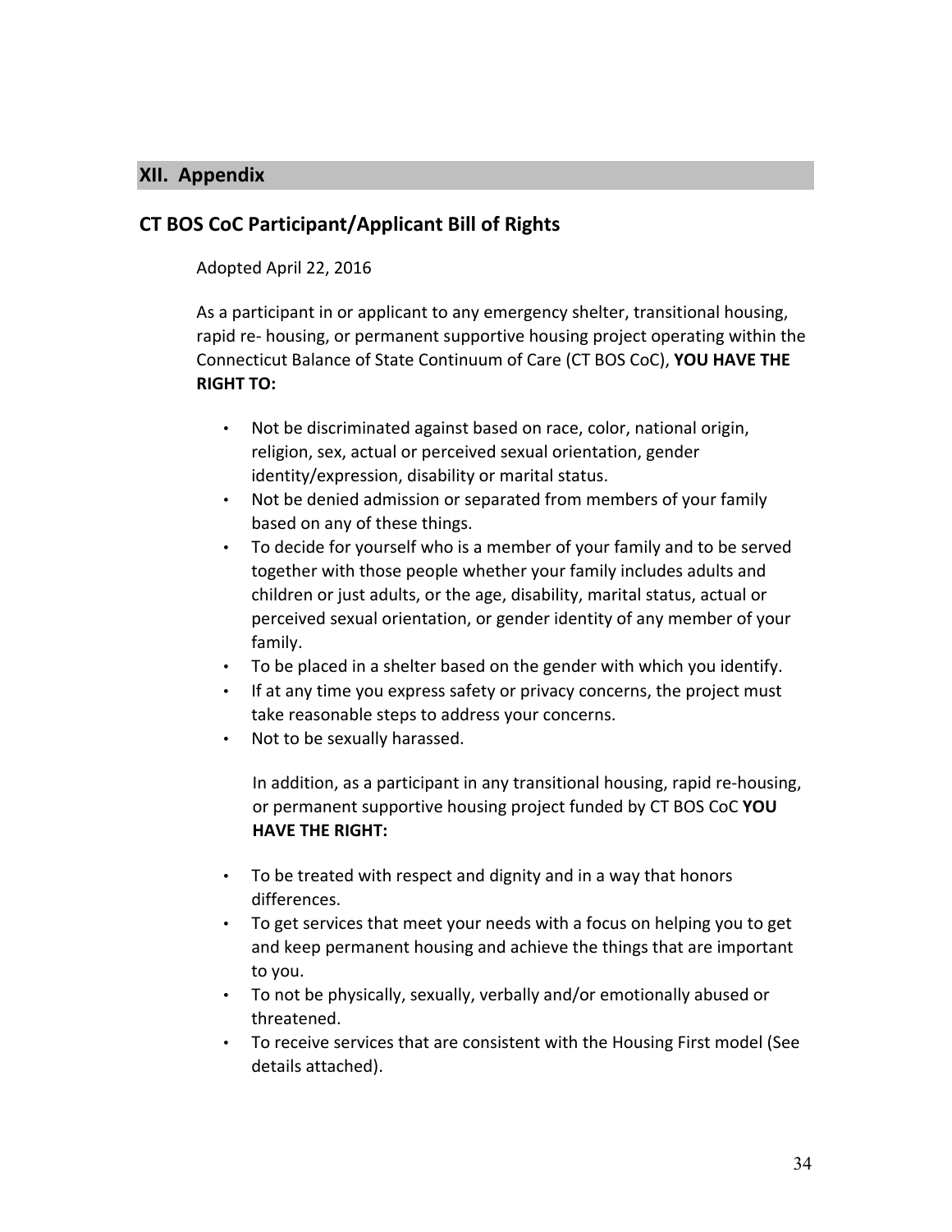## XII. Appendix

### CT BOS CoC Participant/Applicant Bill of Rights

Adopted April 22, 2016

As a participant in or applicant to any emergency shelter, transitional housing, rapid re- housing, or permanent supportive housing project operating within the Connecticut Balance of State Continuum of Care (CT BOS CoC), **YOU HAVE THE RIGHT TO:**

- Not be discriminated against based on race, color, national origin, religion, sex, actual or perceived sexual orientation, gender identity/expression, disability or marital status.
- Not be denied admission or separated from members of your family based on any of these things.
- To decide for yourself who is a member of your family and to be served together with those people whether your family includes adults and children or just adults, or the age, disability, marital status, actual or perceived sexual orientation, or gender identity of any member of your family.
- To be placed in a shelter based on the gender with which you identify.
- If at any time you express safety or privacy concerns, the project must take reasonable steps to address your concerns.
- Not to be sexually harassed.

In addition, as a participant in any transitional housing, rapid re-housing, or permanent supportive housing project funded by CT BOS CoC **YOU HAVE THE RIGHT:**

- To be treated with respect and dignity and in a way that honors differences.
- To get services that meet your needs with a focus on helping you to get and keep permanent housing and achieve the things that are important to you.
- To not be physically, sexually, verbally and/or emotionally abused or threatened.
- To receive services that are consistent with the Housing First model (See details attached).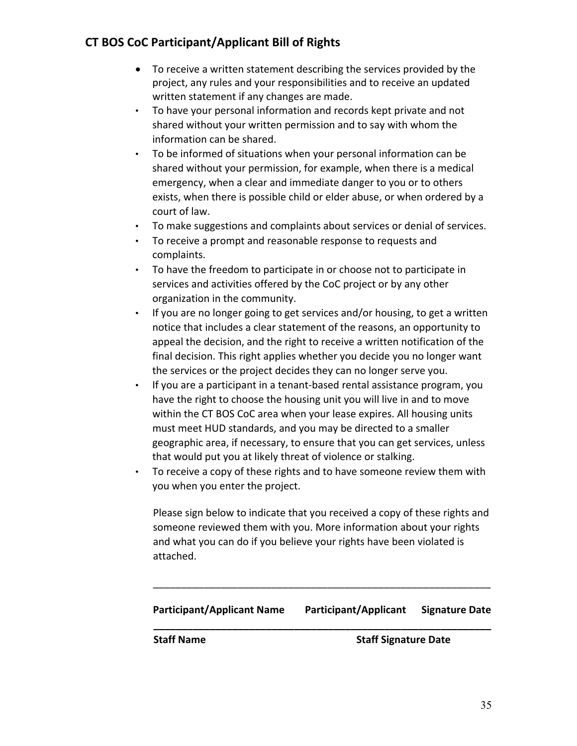## CT BOS CoC Participant/Applicant Bill of Rights

- To receive a written statement describing the services provided by the project, any rules and your responsibilities and to receive an updated written statement if any changes are made.
- To have your personal information and records kept private and not shared without your written permission and to say with whom the information can be shared.
- To be informed of situations when your personal information can be shared without your permission, for example, when there is a medical emergency, when a clear and immediate danger to you or to others exists, when there is possible child or elder abuse, or when ordered by a court of law.
- To make suggestions and complaints about services or denial of services.
- To receive a prompt and reasonable response to requests and complaints.
- To have the freedom to participate in or choose not to participate in services and activities offered by the CoC project or by any other organization in the community.
- If you are no longer going to get services and/or housing, to get a written notice that includes a clear statement of the reasons, an opportunity to appeal the decision, and the right to receive a written notification of the final decision. This right applies whether you decide you no longer want the services or the project decides they can no longer serve you.
- If you are a participant in a tenant-based rental assistance program, you have the right to choose the housing unit you will live in and to move within the CT BOS CoC area when your lease expires. All housing units must meet HUD standards, and you may be directed to a smaller geographic area, if necessary, to ensure that you can get services, unless that would put you at likely threat of violence or stalking.
- To receive a copy of these rights and to have someone review them with you when you enter the project.

Please sign below to indicate that you received a copy of these rights and someone reviewed them with you. More information about your rights and what you can do if you believe your rights have been violated is attached.

\_\_\_\_\_\_\_\_\_\_\_\_\_\_\_\_\_\_\_\_\_\_\_\_\_\_\_\_\_\_\_\_\_\_\_\_\_\_\_\_\_\_\_\_\_\_\_\_\_\_\_\_\_\_\_\_\_\_\_\_

**Participant/Applicant Name      Participant/Applicant      Signature Date**

\_\_\_\_\_\_\_\_\_\_\_\_\_\_\_\_\_\_\_\_\_\_\_\_\_\_\_\_\_\_\_\_\_\_\_\_\_\_\_\_\_\_\_\_\_\_\_\_\_\_\_\_\_\_\_\_\_\_\_\_

**Staff Name                                   Staff Signature Date**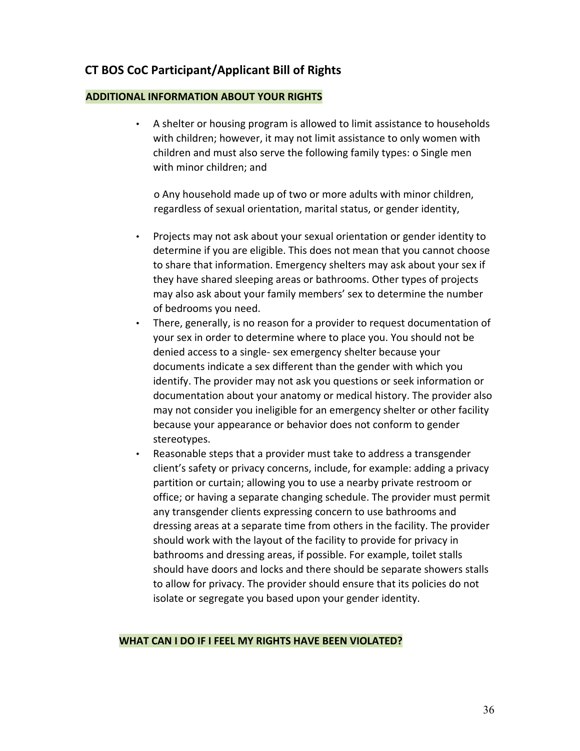## CT BOS CoC Participant/Applicant Bill of Rights

**ADDITIONAL INFORMATION ABOUT YOUR RIGHTS**

- A shelter or housing program is allowed to limit assistance to households with children; however, it may not limit assistance to only women with children and must also serve the following family types: o Single men with minor children; and

  o Any household made up of two or more adults with minor children, regardless of sexual orientation, marital status, or gender identity,

- Projects may not ask about your sexual orientation or gender identity to determine if you are eligible. This does not mean that you cannot choose to share that information. Emergency shelters may ask about your sex if they have shared sleeping areas or bathrooms. Other types of projects may also ask about your family members' sex to determine the number of bedrooms you need.
- There, generally, is no reason for a provider to request documentation of your sex in order to determine where to place you. You should not be denied access to a single- sex emergency shelter because your documents indicate a sex different than the gender with which you identify. The provider may not ask you questions or seek information or documentation about your anatomy or medical history. The provider also may not consider you ineligible for an emergency shelter or other facility because your appearance or behavior does not conform to gender stereotypes.
- Reasonable steps that a provider must take to address a transgender client's safety or privacy concerns, include, for example: adding a privacy partition or curtain; allowing you to use a nearby private restroom or office; or having a separate changing schedule. The provider must permit any transgender clients expressing concern to use bathrooms and dressing areas at a separate time from others in the facility. The provider should work with the layout of the facility to provide for privacy in bathrooms and dressing areas, if possible. For example, toilet stalls should have doors and locks and there should be separate showers stalls to allow for privacy. The provider should ensure that its policies do not isolate or segregate you based upon your gender identity.

**WHAT CAN I DO IF I FEEL MY RIGHTS HAVE BEEN VIOLATED?**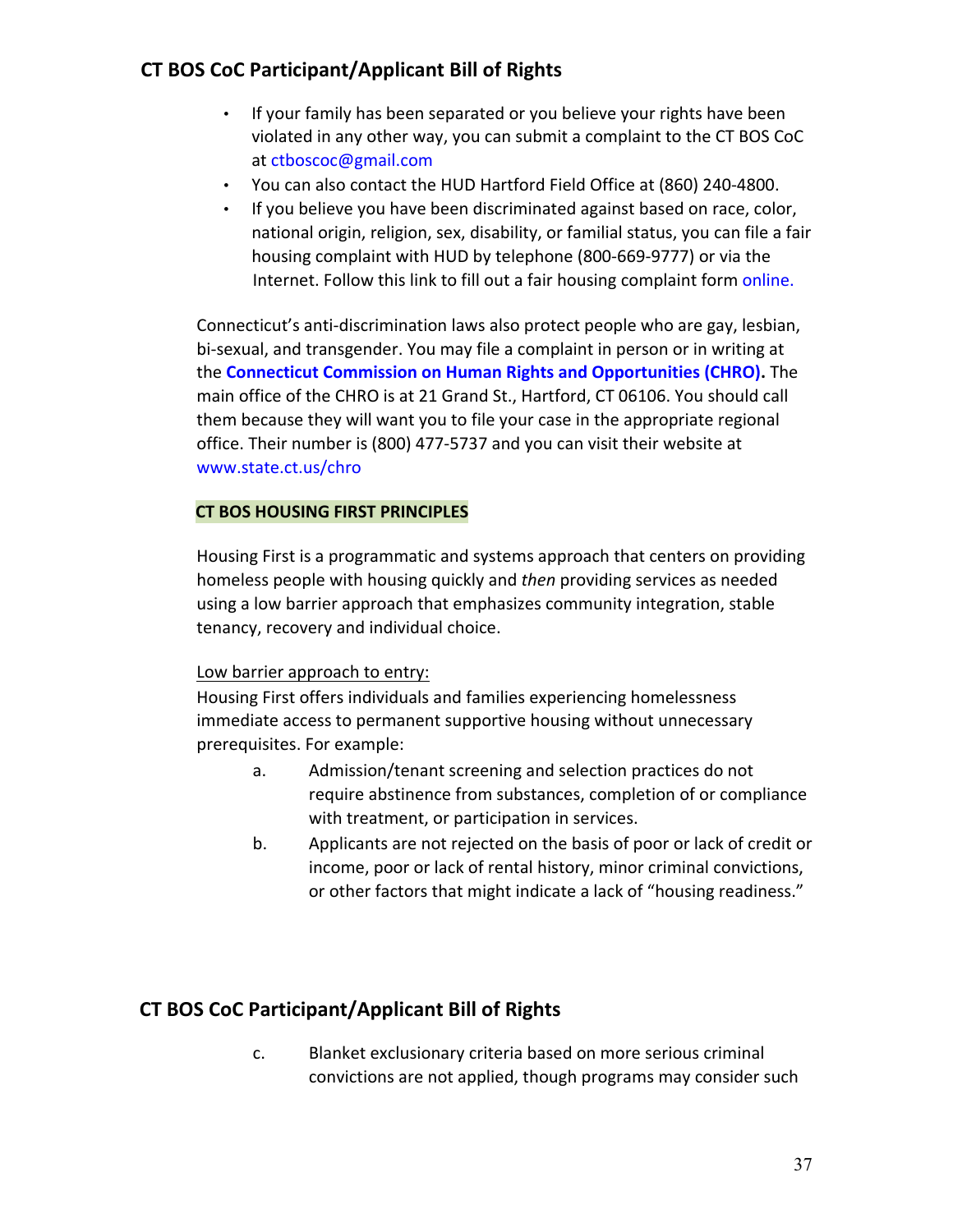## CT BOS CoC Participant/Applicant Bill of Rights

- If your family has been separated or you believe your rights have been violated in any other way, you can submit a complaint to the CT BOS CoC at ctboscoc@gmail.com
- You can also contact the HUD Hartford Field Office at (860) 240-4800.
- If you believe you have been discriminated against based on race, color, national origin, religion, sex, disability, or familial status, you can file a fair housing complaint with HUD by telephone (800-669-9777) or via the Internet. Follow this link to fill out a fair housing complaint form online.

Connecticut's anti-discrimination laws also protect people who are gay, lesbian, bi-sexual, and transgender. You may file a complaint in person or in writing at the **Connecticut Commission on Human Rights and Opportunities (CHRO).** The main office of the CHRO is at 21 Grand St., Hartford, CT 06106. You should call them because they will want you to file your case in the appropriate regional office. Their number is (800) 477-5737 and you can visit their website at www.state.ct.us/chro

**CT BOS HOUSING FIRST PRINCIPLES**

Housing First is a programmatic and systems approach that centers on providing homeless people with housing quickly and *then* providing services as needed using a low barrier approach that emphasizes community integration, stable tenancy, recovery and individual choice.

Low barrier approach to entry:
Housing First offers individuals and families experiencing homelessness immediate access to permanent supportive housing without unnecessary prerequisites. For example:

a. Admission/tenant screening and selection practices do not require abstinence from substances, completion of or compliance with treatment, or participation in services.
b. Applicants are not rejected on the basis of poor or lack of credit or income, poor or lack of rental history, minor criminal convictions, or other factors that might indicate a lack of "housing readiness."
c. Blanket exclusionary criteria based on more serious criminal convictions are not applied, though programs may consider such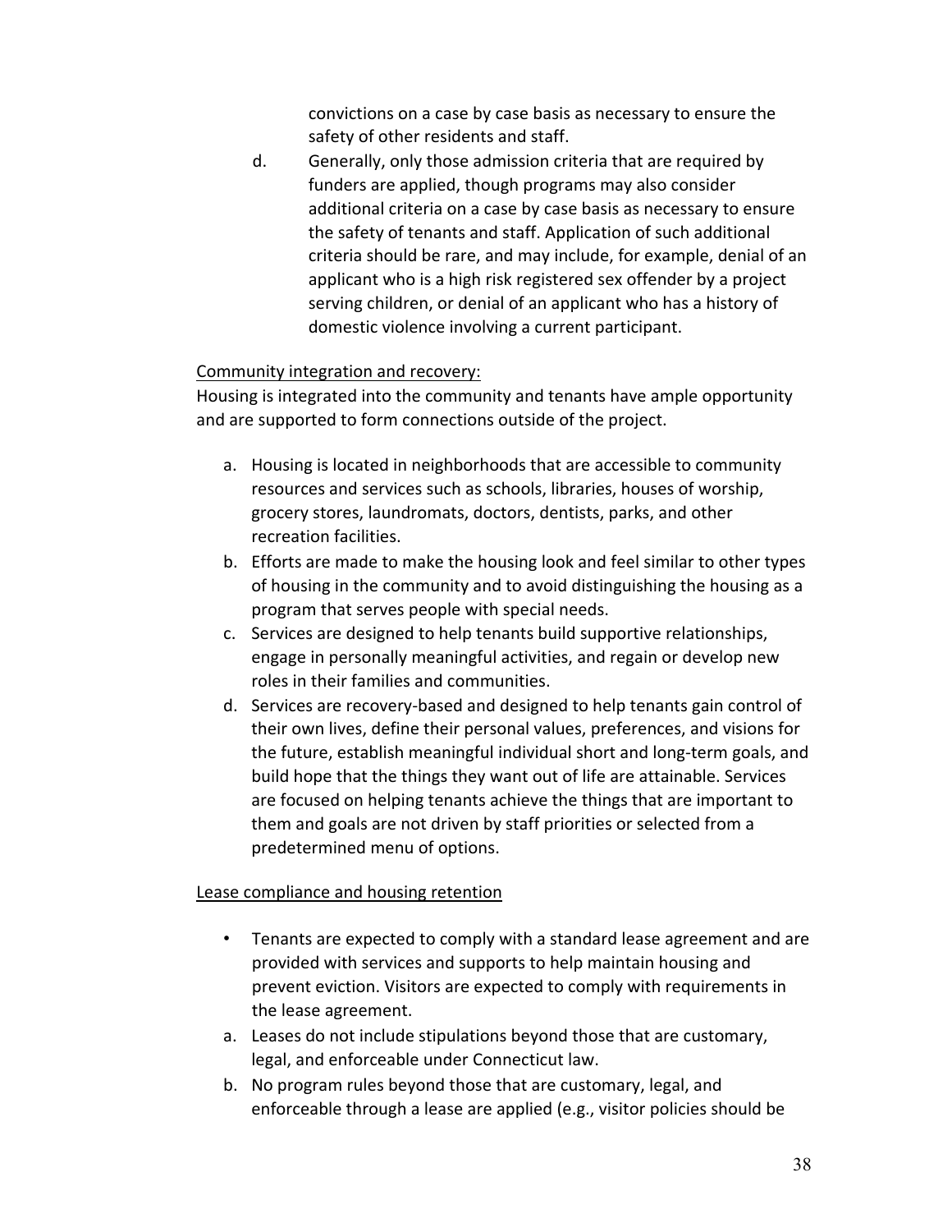convictions on a case by case basis as necessary to ensure the safety of other residents and staff.

d. Generally, only those admission criteria that are required by funders are applied, though programs may also consider additional criteria on a case by case basis as necessary to ensure the safety of tenants and staff. Application of such additional criteria should be rare, and may include, for example, denial of an applicant who is a high risk registered sex offender by a project serving children, or denial of an applicant who has a history of domestic violence involving a current participant.

<u>Community integration and recovery:</u>

Housing is integrated into the community and tenants have ample opportunity and are supported to form connections outside of the project.

a. Housing is located in neighborhoods that are accessible to community resources and services such as schools, libraries, houses of worship, grocery stores, laundromats, doctors, dentists, parks, and other recreation facilities.
b. Efforts are made to make the housing look and feel similar to other types of housing in the community and to avoid distinguishing the housing as a program that serves people with special needs.
c. Services are designed to help tenants build supportive relationships, engage in personally meaningful activities, and regain or develop new roles in their families and communities.
d. Services are recovery-based and designed to help tenants gain control of their own lives, define their personal values, preferences, and visions for the future, establish meaningful individual short and long-term goals, and build hope that the things they want out of life are attainable. Services are focused on helping tenants achieve the things that are important to them and goals are not driven by staff priorities or selected from a predetermined menu of options.

<u>Lease compliance and housing retention</u>

- Tenants are expected to comply with a standard lease agreement and are provided with services and supports to help maintain housing and prevent eviction. Visitors are expected to comply with requirements in the lease agreement.

a. Leases do not include stipulations beyond those that are customary, legal, and enforceable under Connecticut law.
b. No program rules beyond those that are customary, legal, and enforceable through a lease are applied (e.g., visitor policies should be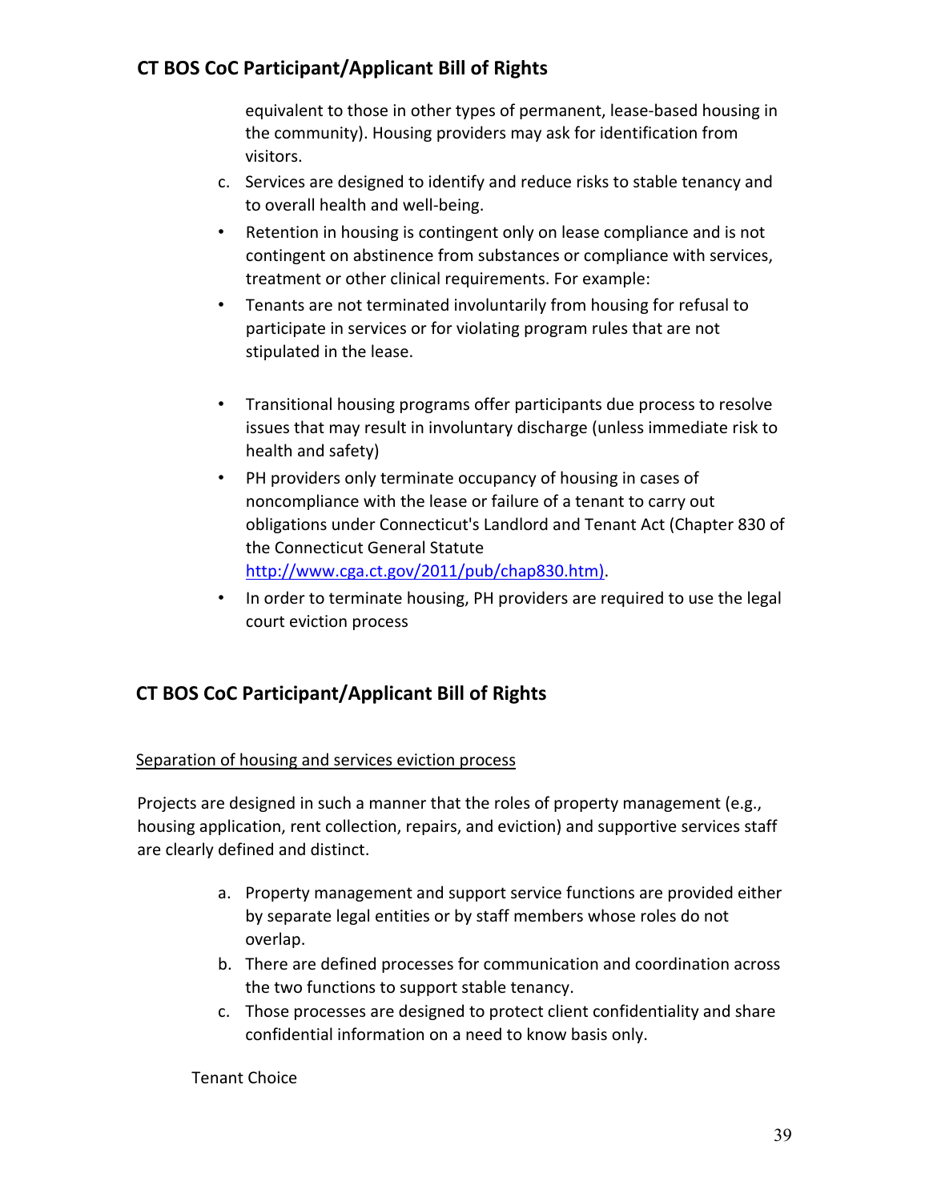equivalent to those in other types of permanent, lease-based housing in the community). Housing providers may ask for identification from visitors.

c. Services are designed to identify and reduce risks to stable tenancy and to overall health and well-being.

- Retention in housing is contingent only on lease compliance and is not contingent on abstinence from substances or compliance with services, treatment or other clinical requirements. For example:
- Tenants are not terminated involuntarily from housing for refusal to participate in services or for violating program rules that are not stipulated in the lease.

- Transitional housing programs offer participants due process to resolve issues that may result in involuntary discharge (unless immediate risk to health and safety)
- PH providers only terminate occupancy of housing in cases of noncompliance with the lease or failure of a tenant to carry out obligations under Connecticut's Landlord and Tenant Act (Chapter 830 of the Connecticut General Statute [http://www.cga.ct.gov/2011/pub/chap830.htm)](http://www.cga.ct.gov/2011/pub/chap830.htm).
- In order to terminate housing, PH providers are required to use the legal court eviction process

## CT BOS CoC Participant/Applicant Bill of Rights

Separation of housing and services eviction process

Projects are designed in such a manner that the roles of property management (e.g., housing application, rent collection, repairs, and eviction) and supportive services staff are clearly defined and distinct.

a. Property management and support service functions are provided either by separate legal entities or by staff members whose roles do not overlap.
b. There are defined processes for communication and coordination across the two functions to support stable tenancy.
c. Those processes are designed to protect client confidentiality and share confidential information on a need to know basis only.

Tenant Choice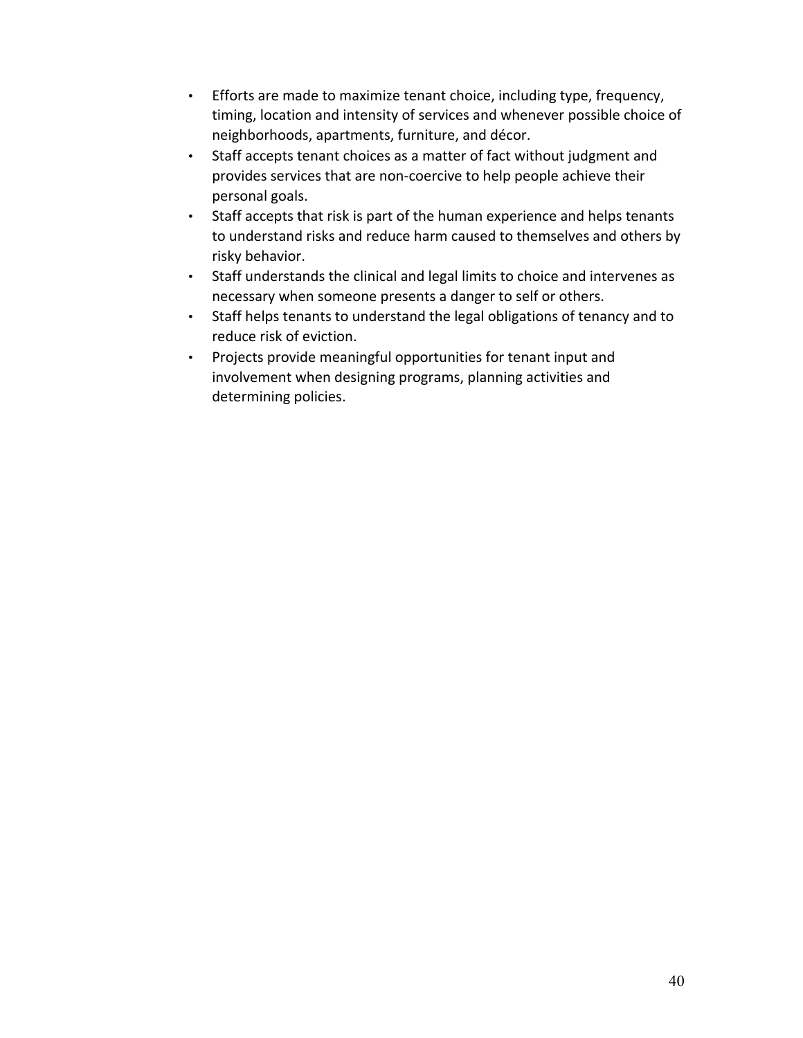- Efforts are made to maximize tenant choice, including type, frequency, timing, location and intensity of services and whenever possible choice of neighborhoods, apartments, furniture, and décor.
- Staff accepts tenant choices as a matter of fact without judgment and provides services that are non-coercive to help people achieve their personal goals.
- Staff accepts that risk is part of the human experience and helps tenants to understand risks and reduce harm caused to themselves and others by risky behavior.
- Staff understands the clinical and legal limits to choice and intervenes as necessary when someone presents a danger to self or others.
- Staff helps tenants to understand the legal obligations of tenancy and to reduce risk of eviction.
- Projects provide meaningful opportunities for tenant input and involvement when designing programs, planning activities and determining policies.